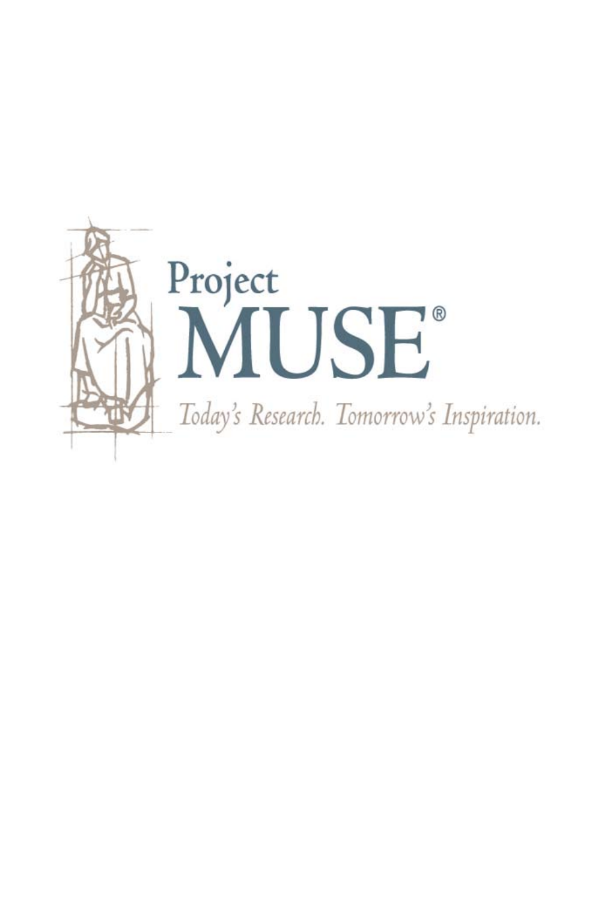Project
MUSE®

*Today's Research. Tomorrow's Inspiration.*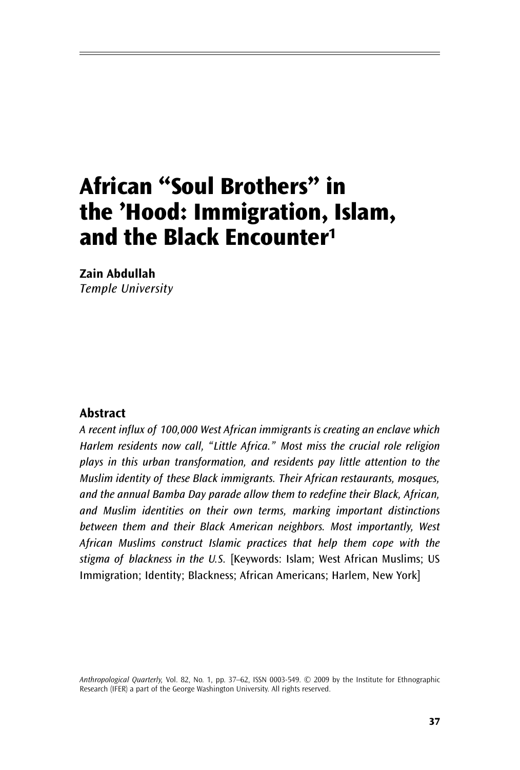# African "Soul Brothers" in the 'Hood: Immigration, Islam, and the Black Encounter[1]

**Zain Abdullah**
*Temple University*

## Abstract

*A recent influx of 100,000 West African immigrants is creating an enclave which Harlem residents now call, "Little Africa." Most miss the crucial role religion plays in this urban transformation, and residents pay little attention to the Muslim identity of these Black immigrants. Their African restaurants, mosques, and the annual Bamba Day parade allow them to redefine their Black, African, and Muslim identities on their own terms, marking important distinctions between them and their Black American neighbors. Most importantly, West African Muslims construct Islamic practices that help them cope with the stigma of blackness in the U.S.* [Keywords: Islam; West African Muslims; US Immigration; Identity; Blackness; African Americans; Harlem, New York]

*Anthropological Quarterly*, Vol. 82, No. 1, pp. 37–62, ISSN 0003-549. © 2009 by the Institute for Ethnographic Research (IFER) a part of the George Washington University. All rights reserved.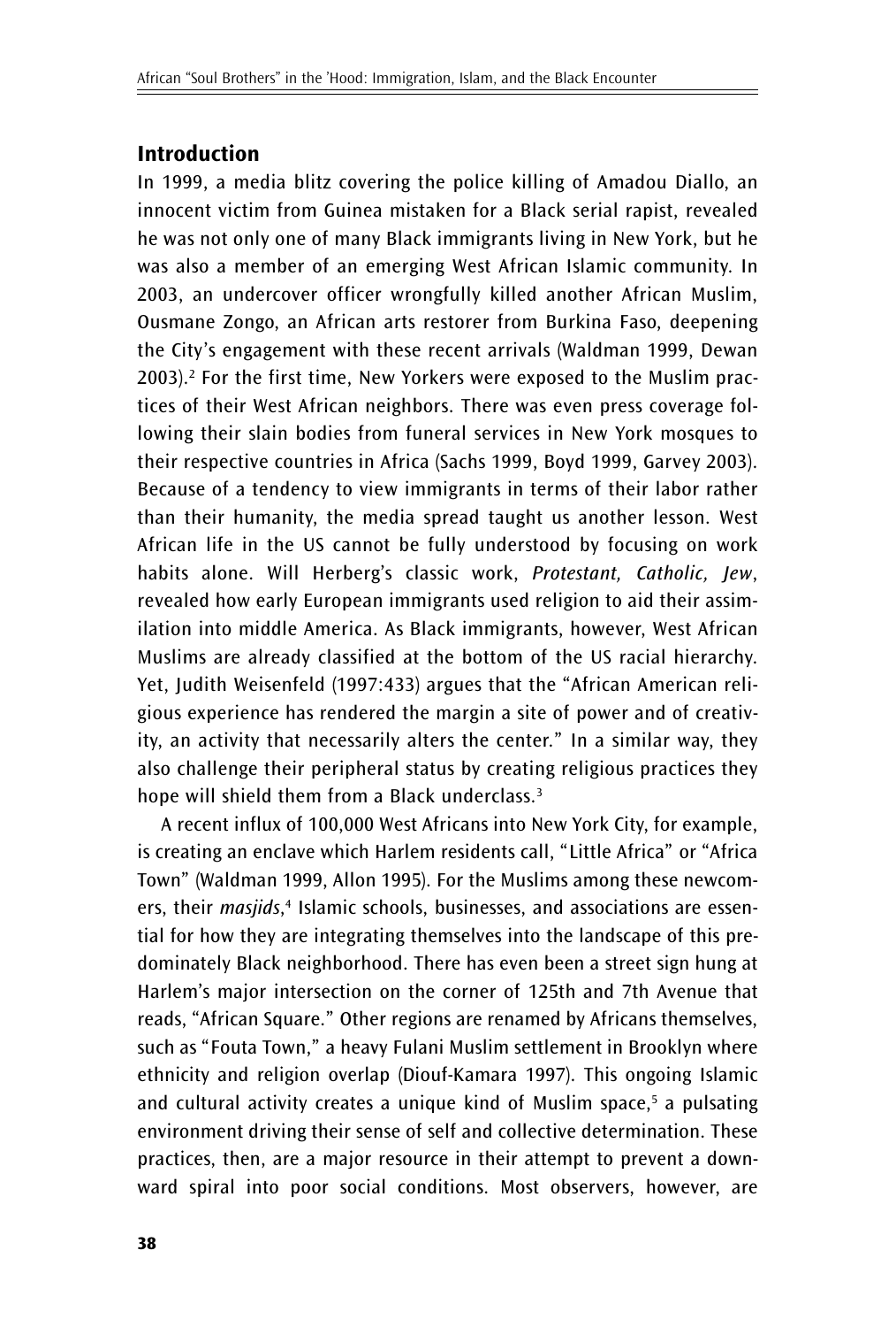## Introduction

In 1999, a media blitz covering the police killing of Amadou Diallo, an innocent victim from Guinea mistaken for a Black serial rapist, revealed he was not only one of many Black immigrants living in New York, but he was also a member of an emerging West African Islamic community. In 2003, an undercover officer wrongfully killed another African Muslim, Ousmane Zongo, an African arts restorer from Burkina Faso, deepening the City's engagement with these recent arrivals (Waldman 1999, Dewan 2003).[2] For the first time, New Yorkers were exposed to the Muslim practices of their West African neighbors. There was even press coverage following their slain bodies from funeral services in New York mosques to their respective countries in Africa (Sachs 1999, Boyd 1999, Garvey 2003). Because of a tendency to view immigrants in terms of their labor rather than their humanity, the media spread taught us another lesson. West African life in the US cannot be fully understood by focusing on work habits alone. Will Herberg's classic work, *Protestant, Catholic, Jew*, revealed how early European immigrants used religion to aid their assimilation into middle America. As Black immigrants, however, West African Muslims are already classified at the bottom of the US racial hierarchy. Yet, Judith Weisenfeld (1997:433) argues that the "African American religious experience has rendered the margin a site of power and of creativity, an activity that necessarily alters the center." In a similar way, they also challenge their peripheral status by creating religious practices they hope will shield them from a Black underclass.[3]

A recent influx of 100,000 West Africans into New York City, for example, is creating an enclave which Harlem residents call, "Little Africa" or "Africa Town" (Waldman 1999, Allon 1995). For the Muslims among these newcomers, their *masjids*,[4] Islamic schools, businesses, and associations are essential for how they are integrating themselves into the landscape of this predominately Black neighborhood. There has even been a street sign hung at Harlem's major intersection on the corner of 125th and 7th Avenue that reads, "African Square." Other regions are renamed by Africans themselves, such as "Fouta Town," a heavy Fulani Muslim settlement in Brooklyn where ethnicity and religion overlap (Diouf-Kamara 1997). This ongoing Islamic and cultural activity creates a unique kind of Muslim space,[5] a pulsating environment driving their sense of self and collective determination. These practices, then, are a major resource in their attempt to prevent a downward spiral into poor social conditions. Most observers, however, are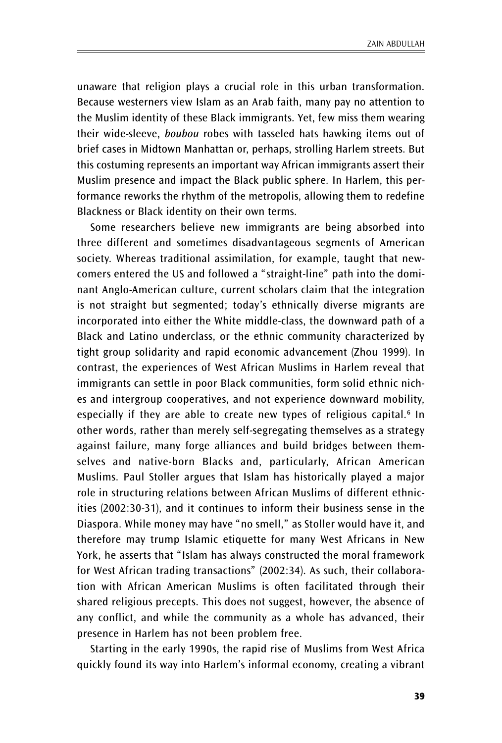unaware that religion plays a crucial role in this urban transformation. Because westerners view Islam as an Arab faith, many pay no attention to the Muslim identity of these Black immigrants. Yet, few miss them wearing their wide-sleeve, *boubou* robes with tasseled hats hawking items out of brief cases in Midtown Manhattan or, perhaps, strolling Harlem streets. But this costuming represents an important way African immigrants assert their Muslim presence and impact the Black public sphere. In Harlem, this performance reworks the rhythm of the metropolis, allowing them to redefine Blackness or Black identity on their own terms.

Some researchers believe new immigrants are being absorbed into three different and sometimes disadvantageous segments of American society. Whereas traditional assimilation, for example, taught that newcomers entered the US and followed a "straight-line" path into the dominant Anglo-American culture, current scholars claim that the integration is not straight but segmented; today's ethnically diverse migrants are incorporated into either the White middle-class, the downward path of a Black and Latino underclass, or the ethnic community characterized by tight group solidarity and rapid economic advancement (Zhou 1999). In contrast, the experiences of West African Muslims in Harlem reveal that immigrants can settle in poor Black communities, form solid ethnic niches and intergroup cooperatives, and not experience downward mobility, especially if they are able to create new types of religious capital.[6] In other words, rather than merely self-segregating themselves as a strategy against failure, many forge alliances and build bridges between themselves and native-born Blacks and, particularly, African American Muslims. Paul Stoller argues that Islam has historically played a major role in structuring relations between African Muslims of different ethnicities (2002:30-31), and it continues to inform their business sense in the Diaspora. While money may have "no smell," as Stoller would have it, and therefore may trump Islamic etiquette for many West Africans in New York, he asserts that "Islam has always constructed the moral framework for West African trading transactions" (2002:34). As such, their collaboration with African American Muslims is often facilitated through their shared religious precepts. This does not suggest, however, the absence of any conflict, and while the community as a whole has advanced, their presence in Harlem has not been problem free.

Starting in the early 1990s, the rapid rise of Muslims from West Africa quickly found its way into Harlem's informal economy, creating a vibrant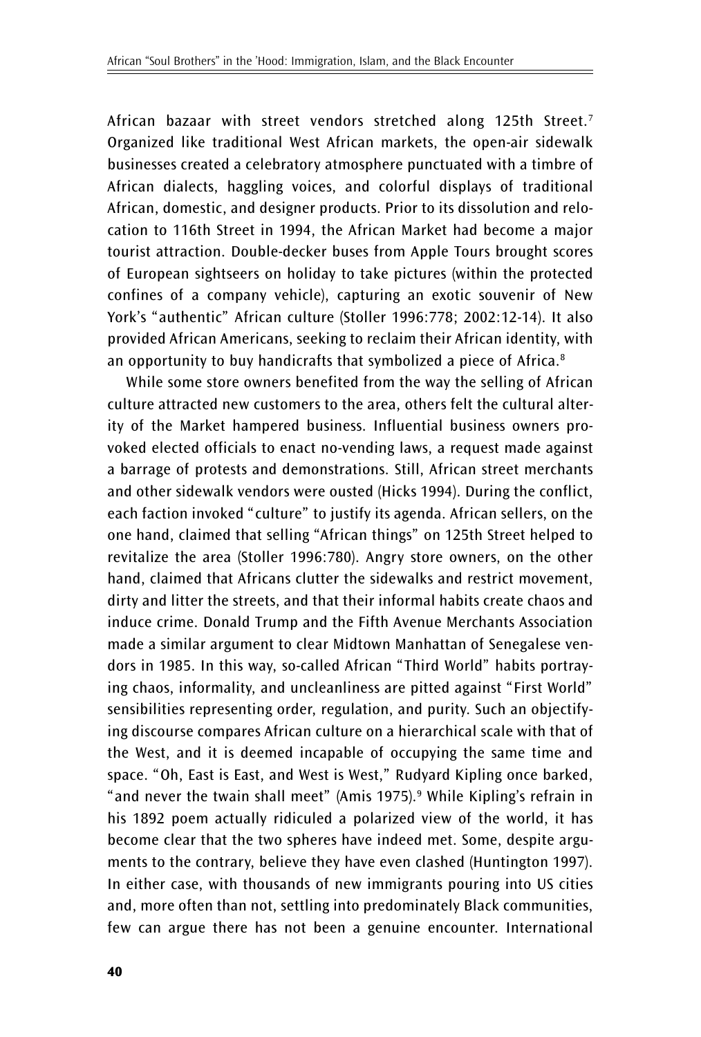African bazaar with street vendors stretched along 125th Street.[7] Organized like traditional West African markets, the open-air sidewalk businesses created a celebratory atmosphere punctuated with a timbre of African dialects, haggling voices, and colorful displays of traditional African, domestic, and designer products. Prior to its dissolution and relocation to 116th Street in 1994, the African Market had become a major tourist attraction. Double-decker buses from Apple Tours brought scores of European sightseers on holiday to take pictures (within the protected confines of a company vehicle), capturing an exotic souvenir of New York's "authentic" African culture (Stoller 1996:778; 2002:12-14). It also provided African Americans, seeking to reclaim their African identity, with an opportunity to buy handicrafts that symbolized a piece of Africa.[8]

While some store owners benefited from the way the selling of African culture attracted new customers to the area, others felt the cultural alterity of the Market hampered business. Influential business owners provoked elected officials to enact no-vending laws, a request made against a barrage of protests and demonstrations. Still, African street merchants and other sidewalk vendors were ousted (Hicks 1994). During the conflict, each faction invoked "culture" to justify its agenda. African sellers, on the one hand, claimed that selling "African things" on 125th Street helped to revitalize the area (Stoller 1996:780). Angry store owners, on the other hand, claimed that Africans clutter the sidewalks and restrict movement, dirty and litter the streets, and that their informal habits create chaos and induce crime. Donald Trump and the Fifth Avenue Merchants Association made a similar argument to clear Midtown Manhattan of Senegalese vendors in 1985. In this way, so-called African "Third World" habits portraying chaos, informality, and uncleanliness are pitted against "First World" sensibilities representing order, regulation, and purity. Such an objectifying discourse compares African culture on a hierarchical scale with that of the West, and it is deemed incapable of occupying the same time and space. "Oh, East is East, and West is West," Rudyard Kipling once barked, "and never the twain shall meet" (Amis 1975).[9] While Kipling's refrain in his 1892 poem actually ridiculed a polarized view of the world, it has become clear that the two spheres have indeed met. Some, despite arguments to the contrary, believe they have even clashed (Huntington 1997). In either case, with thousands of new immigrants pouring into US cities and, more often than not, settling into predominately Black communities, few can argue there has not been a genuine encounter. International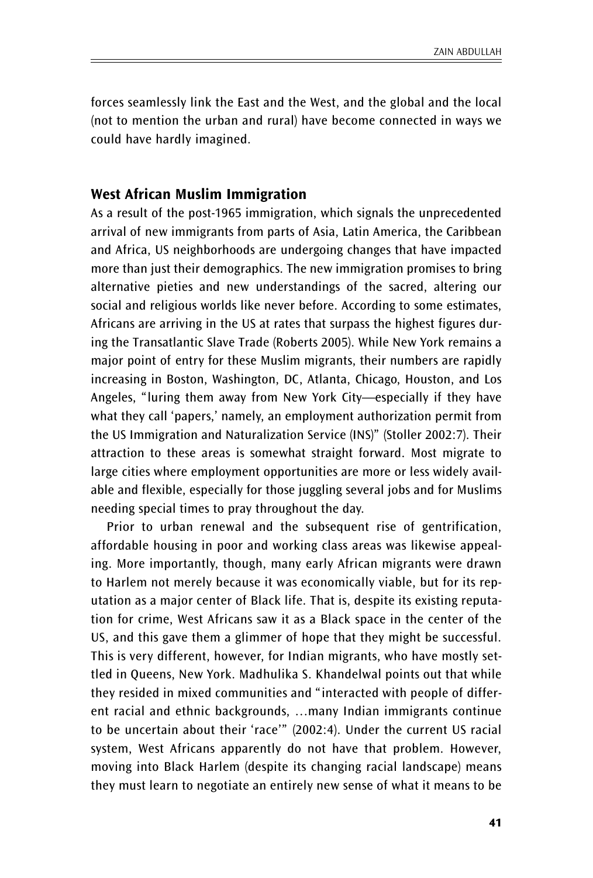forces seamlessly link the East and the West, and the global and the local (not to mention the urban and rural) have become connected in ways we could have hardly imagined.

## West African Muslim Immigration

As a result of the post-1965 immigration, which signals the unprecedented arrival of new immigrants from parts of Asia, Latin America, the Caribbean and Africa, US neighborhoods are undergoing changes that have impacted more than just their demographics. The new immigration promises to bring alternative pieties and new understandings of the sacred, altering our social and religious worlds like never before. According to some estimates, Africans are arriving in the US at rates that surpass the highest figures during the Transatlantic Slave Trade (Roberts 2005). While New York remains a major point of entry for these Muslim migrants, their numbers are rapidly increasing in Boston, Washington, DC, Atlanta, Chicago, Houston, and Los Angeles, "luring them away from New York City—especially if they have what they call 'papers,' namely, an employment authorization permit from the US Immigration and Naturalization Service (INS)" (Stoller 2002:7). Their attraction to these areas is somewhat straight forward. Most migrate to large cities where employment opportunities are more or less widely available and flexible, especially for those juggling several jobs and for Muslims needing special times to pray throughout the day.

Prior to urban renewal and the subsequent rise of gentrification, affordable housing in poor and working class areas was likewise appealing. More importantly, though, many early African migrants were drawn to Harlem not merely because it was economically viable, but for its reputation as a major center of Black life. That is, despite its existing reputation for crime, West Africans saw it as a Black space in the center of the US, and this gave them a glimmer of hope that they might be successful. This is very different, however, for Indian migrants, who have mostly settled in Queens, New York. Madhulika S. Khandelwal points out that while they resided in mixed communities and "interacted with people of different racial and ethnic backgrounds, …many Indian immigrants continue to be uncertain about their 'race'" (2002:4). Under the current US racial system, West Africans apparently do not have that problem. However, moving into Black Harlem (despite its changing racial landscape) means they must learn to negotiate an entirely new sense of what it means to be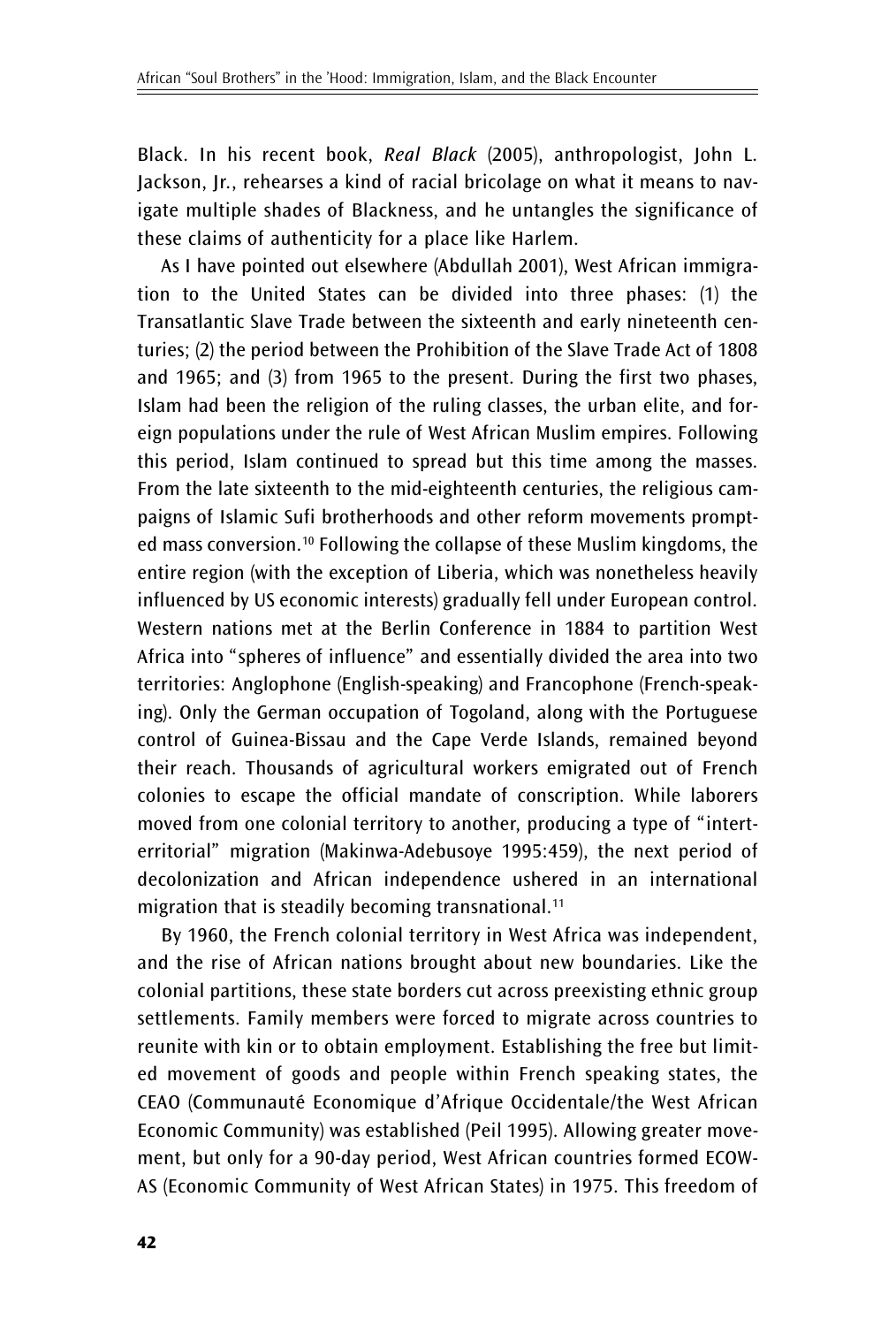Black. In his recent book, *Real Black* (2005), anthropologist, John L. Jackson, Jr., rehearses a kind of racial bricolage on what it means to navigate multiple shades of Blackness, and he untangles the significance of these claims of authenticity for a place like Harlem.

As I have pointed out elsewhere (Abdullah 2001), West African immigration to the United States can be divided into three phases: (1) the Transatlantic Slave Trade between the sixteenth and early nineteenth centuries; (2) the period between the Prohibition of the Slave Trade Act of 1808 and 1965; and (3) from 1965 to the present. During the first two phases, Islam had been the religion of the ruling classes, the urban elite, and foreign populations under the rule of West African Muslim empires. Following this period, Islam continued to spread but this time among the masses. From the late sixteenth to the mid-eighteenth centuries, the religious campaigns of Islamic Sufi brotherhoods and other reform movements prompted mass conversion.[10] Following the collapse of these Muslim kingdoms, the entire region (with the exception of Liberia, which was nonetheless heavily influenced by US economic interests) gradually fell under European control. Western nations met at the Berlin Conference in 1884 to partition West Africa into "spheres of influence" and essentially divided the area into two territories: Anglophone (English-speaking) and Francophone (French-speaking). Only the German occupation of Togoland, along with the Portuguese control of Guinea-Bissau and the Cape Verde Islands, remained beyond their reach. Thousands of agricultural workers emigrated out of French colonies to escape the official mandate of conscription. While laborers moved from one colonial territory to another, producing a type of "interterritorial" migration (Makinwa-Adebusoye 1995:459), the next period of decolonization and African independence ushered in an international migration that is steadily becoming transnational.[11]

By 1960, the French colonial territory in West Africa was independent, and the rise of African nations brought about new boundaries. Like the colonial partitions, these state borders cut across preexisting ethnic group settlements. Family members were forced to migrate across countries to reunite with kin or to obtain employment. Establishing the free but limited movement of goods and people within French speaking states, the CEAO (Communauté Economique d'Afrique Occidentale/the West African Economic Community) was established (Peil 1995). Allowing greater movement, but only for a 90-day period, West African countries formed ECOWAS (Economic Community of West African States) in 1975. This freedom of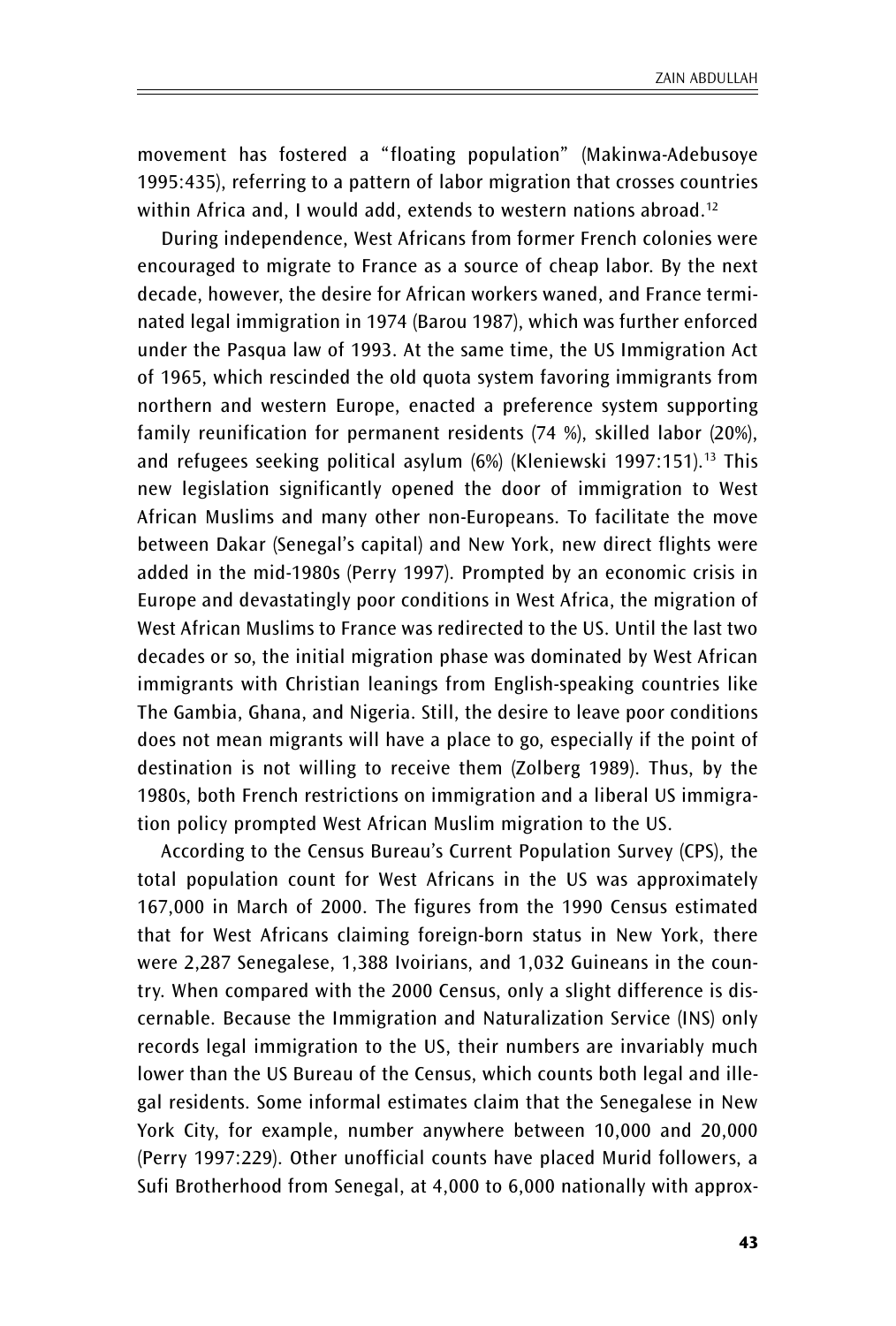movement has fostered a "floating population" (Makinwa-Adebusoye 1995:435), referring to a pattern of labor migration that crosses countries within Africa and, I would add, extends to western nations abroad.[12]

During independence, West Africans from former French colonies were encouraged to migrate to France as a source of cheap labor. By the next decade, however, the desire for African workers waned, and France terminated legal immigration in 1974 (Barou 1987), which was further enforced under the Pasqua law of 1993. At the same time, the US Immigration Act of 1965, which rescinded the old quota system favoring immigrants from northern and western Europe, enacted a preference system supporting family reunification for permanent residents (74 %), skilled labor (20%), and refugees seeking political asylum (6%) (Kleniewski 1997:151).[13] This new legislation significantly opened the door of immigration to West African Muslims and many other non-Europeans. To facilitate the move between Dakar (Senegal's capital) and New York, new direct flights were added in the mid-1980s (Perry 1997). Prompted by an economic crisis in Europe and devastatingly poor conditions in West Africa, the migration of West African Muslims to France was redirected to the US. Until the last two decades or so, the initial migration phase was dominated by West African immigrants with Christian leanings from English-speaking countries like The Gambia, Ghana, and Nigeria. Still, the desire to leave poor conditions does not mean migrants will have a place to go, especially if the point of destination is not willing to receive them (Zolberg 1989). Thus, by the 1980s, both French restrictions on immigration and a liberal US immigration policy prompted West African Muslim migration to the US.

According to the Census Bureau's Current Population Survey (CPS), the total population count for West Africans in the US was approximately 167,000 in March of 2000. The figures from the 1990 Census estimated that for West Africans claiming foreign-born status in New York, there were 2,287 Senegalese, 1,388 Ivoirians, and 1,032 Guineans in the country. When compared with the 2000 Census, only a slight difference is discernable. Because the Immigration and Naturalization Service (INS) only records legal immigration to the US, their numbers are invariably much lower than the US Bureau of the Census, which counts both legal and illegal residents. Some informal estimates claim that the Senegalese in New York City, for example, number anywhere between 10,000 and 20,000 (Perry 1997:229). Other unofficial counts have placed Murid followers, a Sufi Brotherhood from Senegal, at 4,000 to 6,000 nationally with approx-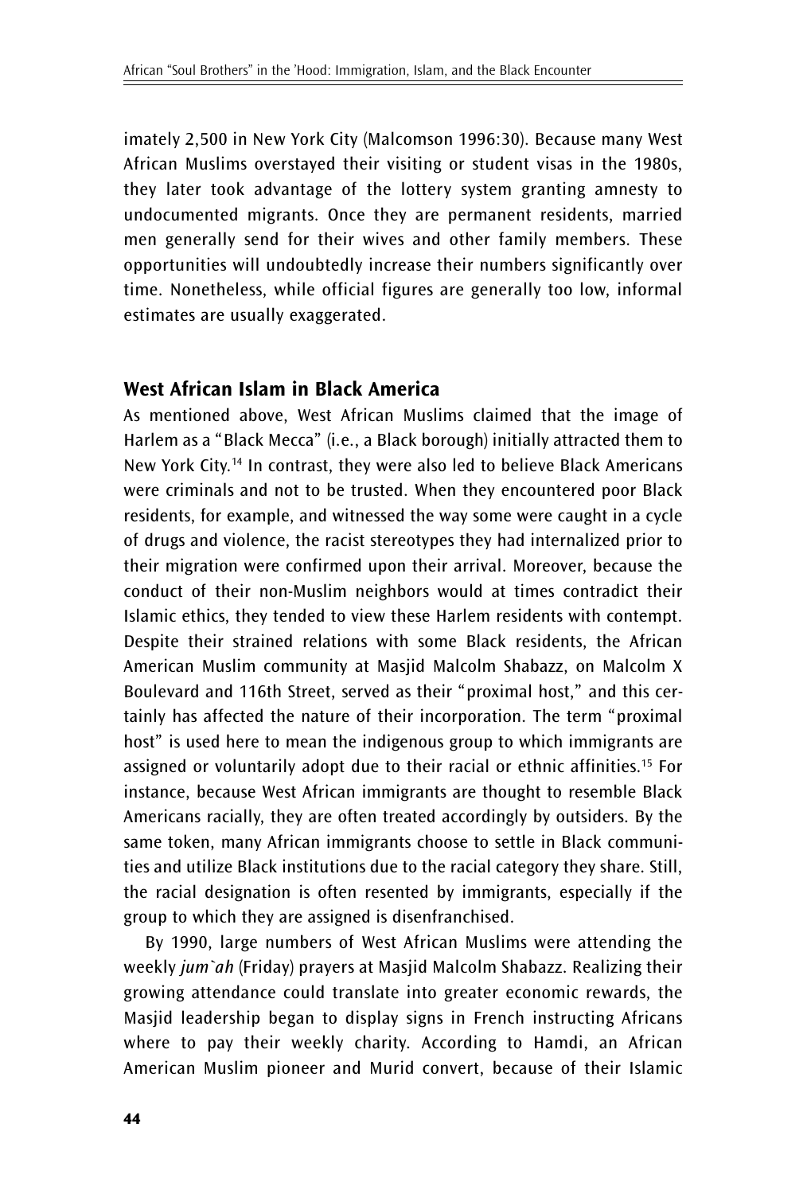imately 2,500 in New York City (Malcomson 1996:30). Because many West African Muslims overstayed their visiting or student visas in the 1980s, they later took advantage of the lottery system granting amnesty to undocumented migrants. Once they are permanent residents, married men generally send for their wives and other family members. These opportunities will undoubtedly increase their numbers significantly over time. Nonetheless, while official figures are generally too low, informal estimates are usually exaggerated.

## West African Islam in Black America

As mentioned above, West African Muslims claimed that the image of Harlem as a "Black Mecca" (i.e., a Black borough) initially attracted them to New York City.[14] In contrast, they were also led to believe Black Americans were criminals and not to be trusted. When they encountered poor Black residents, for example, and witnessed the way some were caught in a cycle of drugs and violence, the racist stereotypes they had internalized prior to their migration were confirmed upon their arrival. Moreover, because the conduct of their non-Muslim neighbors would at times contradict their Islamic ethics, they tended to view these Harlem residents with contempt. Despite their strained relations with some Black residents, the African American Muslim community at Masjid Malcolm Shabazz, on Malcolm X Boulevard and 116th Street, served as their "proximal host," and this certainly has affected the nature of their incorporation. The term "proximal host" is used here to mean the indigenous group to which immigrants are assigned or voluntarily adopt due to their racial or ethnic affinities.[15] For instance, because West African immigrants are thought to resemble Black Americans racially, they are often treated accordingly by outsiders. By the same token, many African immigrants choose to settle in Black communities and utilize Black institutions due to the racial category they share. Still, the racial designation is often resented by immigrants, especially if the group to which they are assigned is disenfranchised.

By 1990, large numbers of West African Muslims were attending the weekly *jum`ah* (Friday) prayers at Masjid Malcolm Shabazz. Realizing their growing attendance could translate into greater economic rewards, the Masjid leadership began to display signs in French instructing Africans where to pay their weekly charity. According to Hamdi, an African American Muslim pioneer and Murid convert, because of their Islamic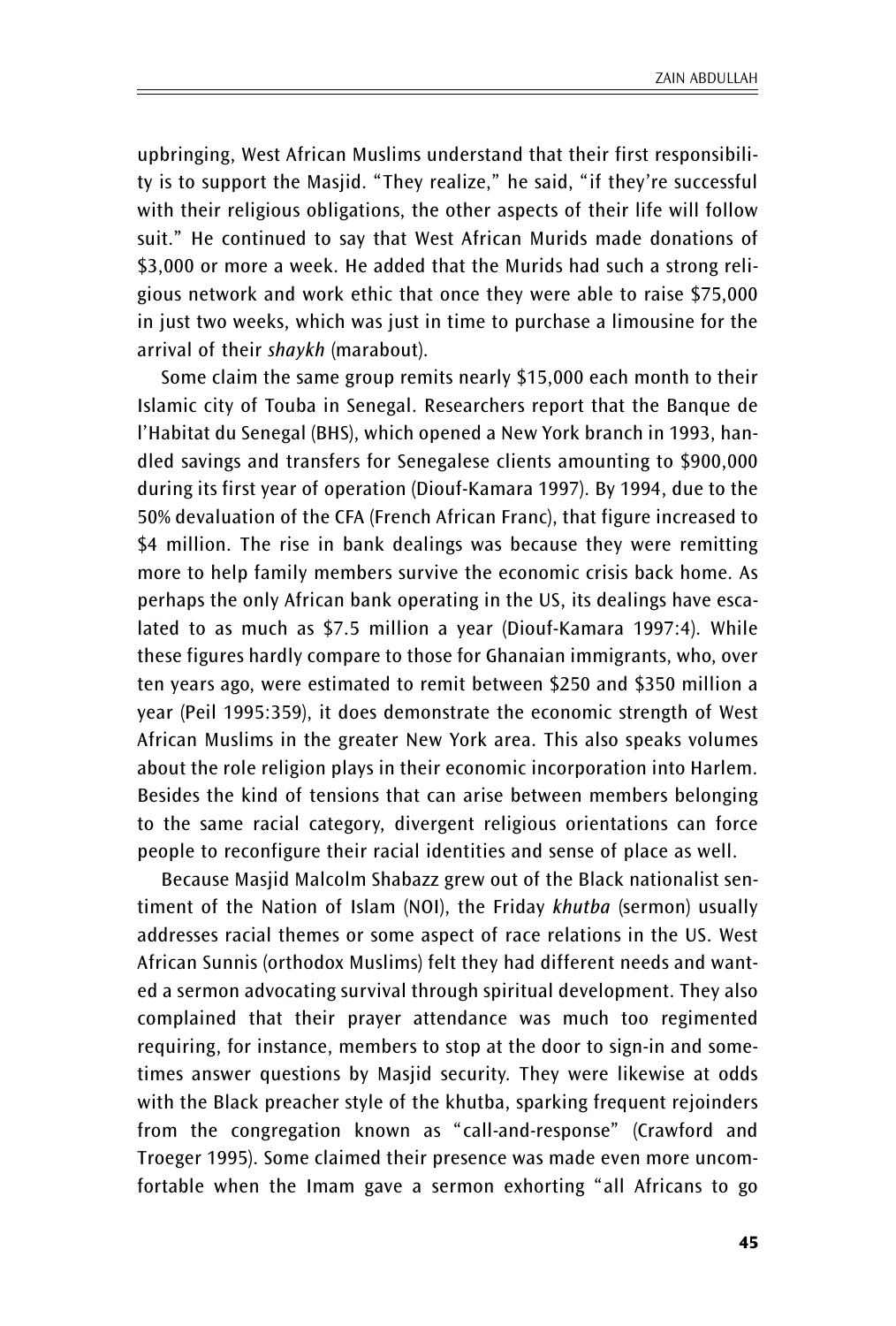upbringing, West African Muslims understand that their first responsibility is to support the Masjid. "They realize," he said, "if they're successful with their religious obligations, the other aspects of their life will follow suit." He continued to say that West African Murids made donations of $3,000 or more a week. He added that the Murids had such a strong religious network and work ethic that once they were able to raise $75,000 in just two weeks, which was just in time to purchase a limousine for the arrival of their *shaykh* (marabout).

Some claim the same group remits nearly $15,000 each month to their Islamic city of Touba in Senegal. Researchers report that the Banque de l'Habitat du Senegal (BHS), which opened a New York branch in 1993, handled savings and transfers for Senegalese clients amounting to $900,000 during its first year of operation (Diouf-Kamara 1997). By 1994, due to the 50% devaluation of the CFA (French African Franc), that figure increased to $4 million. The rise in bank dealings was because they were remitting more to help family members survive the economic crisis back home. As perhaps the only African bank operating in the US, its dealings have escalated to as much as $7.5 million a year (Diouf-Kamara 1997:4). While these figures hardly compare to those for Ghanaian immigrants, who, over ten years ago, were estimated to remit between $250 and $350 million a year (Peil 1995:359), it does demonstrate the economic strength of West African Muslims in the greater New York area. This also speaks volumes about the role religion plays in their economic incorporation into Harlem. Besides the kind of tensions that can arise between members belonging to the same racial category, divergent religious orientations can force people to reconfigure their racial identities and sense of place as well.

Because Masjid Malcolm Shabazz grew out of the Black nationalist sentiment of the Nation of Islam (NOI), the Friday *khutba* (sermon) usually addresses racial themes or some aspect of race relations in the US. West African Sunnis (orthodox Muslims) felt they had different needs and wanted a sermon advocating survival through spiritual development. They also complained that their prayer attendance was much too regimented requiring, for instance, members to stop at the door to sign-in and sometimes answer questions by Masjid security. They were likewise at odds with the Black preacher style of the khutba, sparking frequent rejoinders from the congregation known as "call-and-response" (Crawford and Troeger 1995). Some claimed their presence was made even more uncomfortable when the Imam gave a sermon exhorting "all Africans to go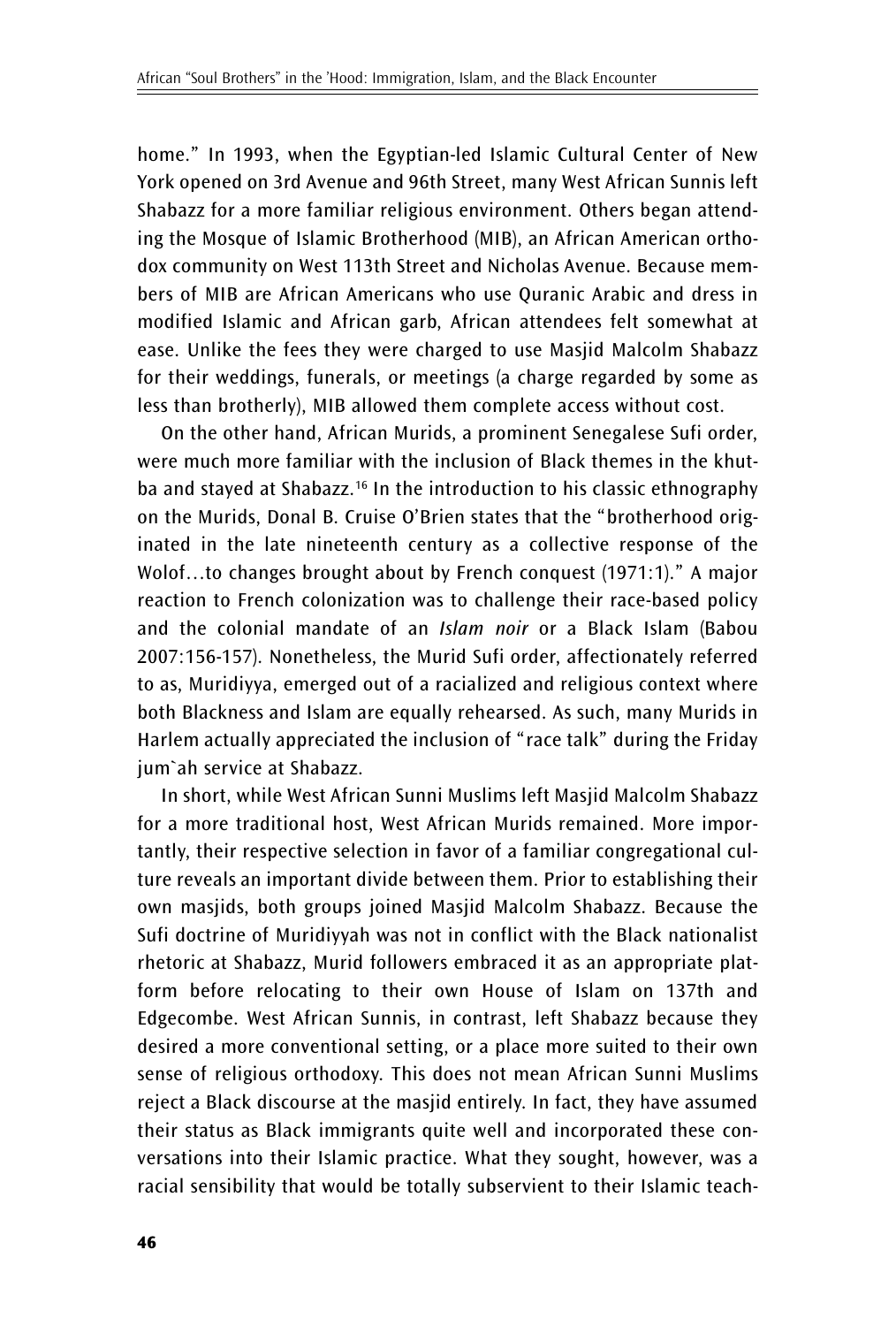home." In 1993, when the Egyptian-led Islamic Cultural Center of New York opened on 3rd Avenue and 96th Street, many West African Sunnis left Shabazz for a more familiar religious environment. Others began attending the Mosque of Islamic Brotherhood (MIB), an African American orthodox community on West 113th Street and Nicholas Avenue. Because members of MIB are African Americans who use Quranic Arabic and dress in modified Islamic and African garb, African attendees felt somewhat at ease. Unlike the fees they were charged to use Masjid Malcolm Shabazz for their weddings, funerals, or meetings (a charge regarded by some as less than brotherly), MIB allowed them complete access without cost.

On the other hand, African Murids, a prominent Senegalese Sufi order, were much more familiar with the inclusion of Black themes in the khutba and stayed at Shabazz.[16] In the introduction to his classic ethnography on the Murids, Donal B. Cruise O'Brien states that the "brotherhood originated in the late nineteenth century as a collective response of the Wolof…to changes brought about by French conquest (1971:1)." A major reaction to French colonization was to challenge their race-based policy and the colonial mandate of an *Islam noir* or a Black Islam (Babou 2007:156-157). Nonetheless, the Murid Sufi order, affectionately referred to as, Muridiyya, emerged out of a racialized and religious context where both Blackness and Islam are equally rehearsed. As such, many Murids in Harlem actually appreciated the inclusion of "race talk" during the Friday jum`ah service at Shabazz.

In short, while West African Sunni Muslims left Masjid Malcolm Shabazz for a more traditional host, West African Murids remained. More importantly, their respective selection in favor of a familiar congregational culture reveals an important divide between them. Prior to establishing their own masjids, both groups joined Masjid Malcolm Shabazz. Because the Sufi doctrine of Muridiyyah was not in conflict with the Black nationalist rhetoric at Shabazz, Murid followers embraced it as an appropriate platform before relocating to their own House of Islam on 137th and Edgecombe. West African Sunnis, in contrast, left Shabazz because they desired a more conventional setting, or a place more suited to their own sense of religious orthodoxy. This does not mean African Sunni Muslims reject a Black discourse at the masjid entirely. In fact, they have assumed their status as Black immigrants quite well and incorporated these conversations into their Islamic practice. What they sought, however, was a racial sensibility that would be totally subservient to their Islamic teach-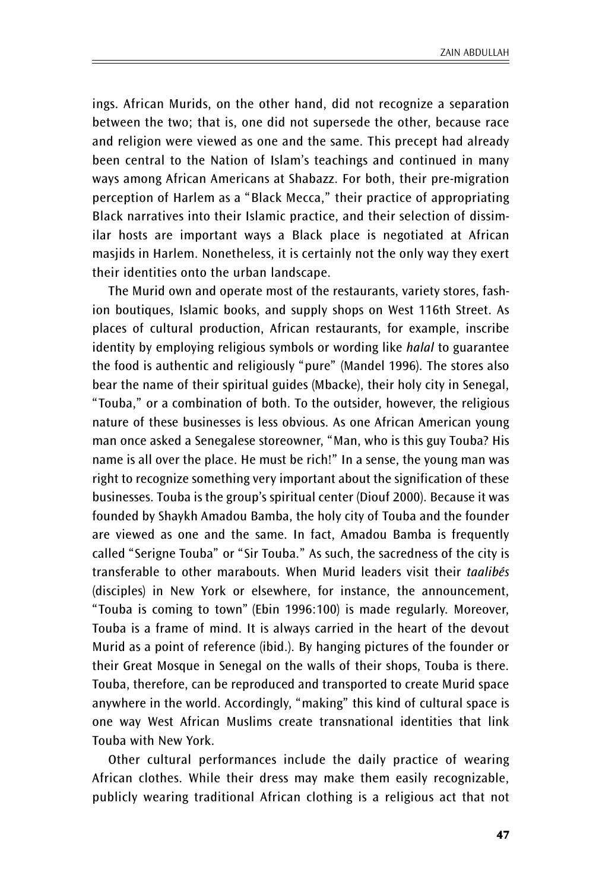ings. African Murids, on the other hand, did not recognize a separation between the two; that is, one did not supersede the other, because race and religion were viewed as one and the same. This precept had already been central to the Nation of Islam's teachings and continued in many ways among African Americans at Shabazz. For both, their pre-migration perception of Harlem as a "Black Mecca," their practice of appropriating Black narratives into their Islamic practice, and their selection of dissimilar hosts are important ways a Black place is negotiated at African masjids in Harlem. Nonetheless, it is certainly not the only way they exert their identities onto the urban landscape.

The Murid own and operate most of the restaurants, variety stores, fashion boutiques, Islamic books, and supply shops on West 116th Street. As places of cultural production, African restaurants, for example, inscribe identity by employing religious symbols or wording like *halal* to guarantee the food is authentic and religiously "pure" (Mandel 1996). The stores also bear the name of their spiritual guides (Mbacke), their holy city in Senegal, "Touba," or a combination of both. To the outsider, however, the religious nature of these businesses is less obvious. As one African American young man once asked a Senegalese storeowner, "Man, who is this guy Touba? His name is all over the place. He must be rich!" In a sense, the young man was right to recognize something very important about the signification of these businesses. Touba is the group's spiritual center (Diouf 2000). Because it was founded by Shaykh Amadou Bamba, the holy city of Touba and the founder are viewed as one and the same. In fact, Amadou Bamba is frequently called "Serigne Touba" or "Sir Touba." As such, the sacredness of the city is transferable to other marabouts. When Murid leaders visit their *taalibés* (disciples) in New York or elsewhere, for instance, the announcement, "Touba is coming to town" (Ebin 1996:100) is made regularly. Moreover, Touba is a frame of mind. It is always carried in the heart of the devout Murid as a point of reference (ibid.). By hanging pictures of the founder or their Great Mosque in Senegal on the walls of their shops, Touba is there. Touba, therefore, can be reproduced and transported to create Murid space anywhere in the world. Accordingly, "making" this kind of cultural space is one way West African Muslims create transnational identities that link Touba with New York.

Other cultural performances include the daily practice of wearing African clothes. While their dress may make them easily recognizable, publicly wearing traditional African clothing is a religious act that not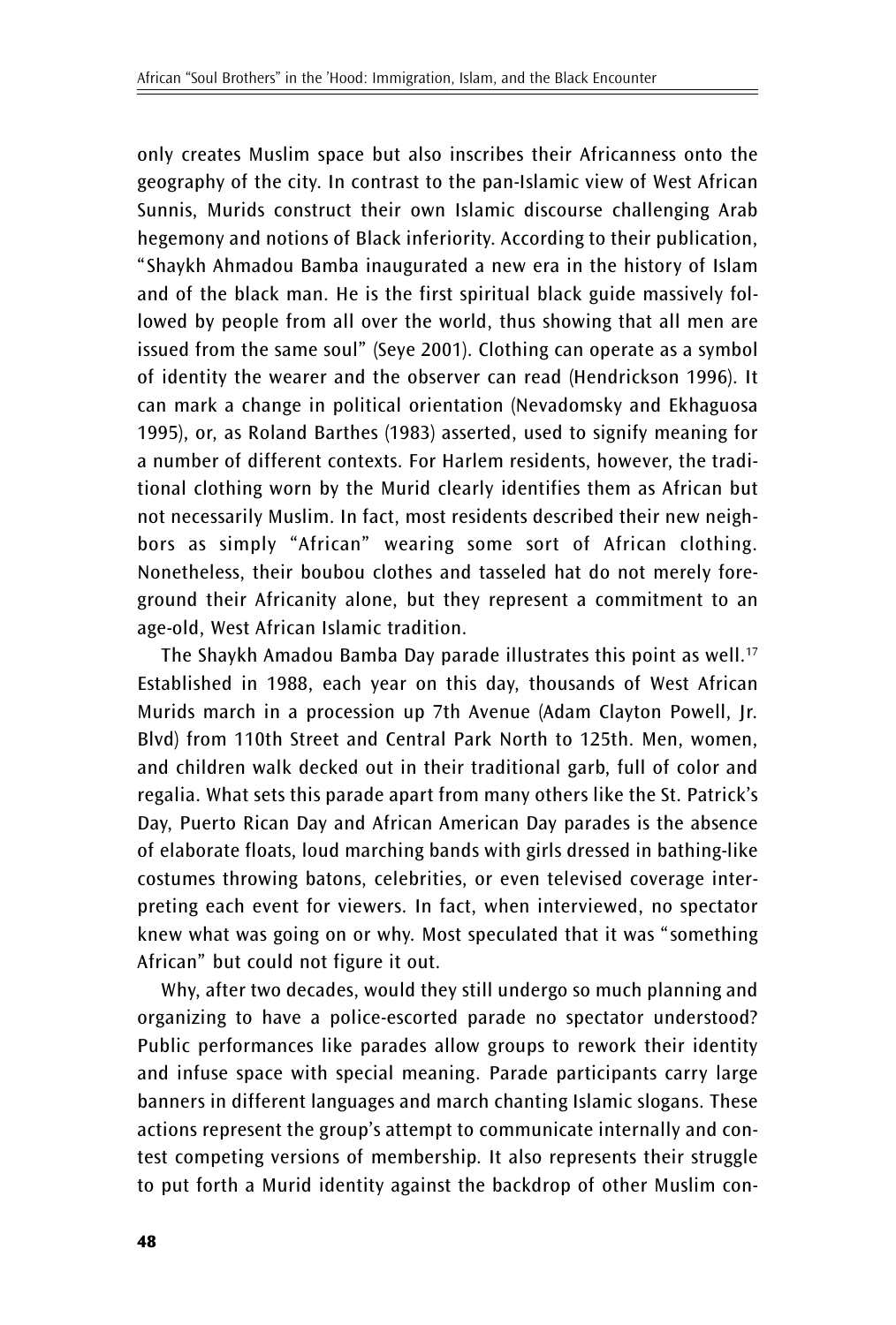only creates Muslim space but also inscribes their Africanness onto the geography of the city. In contrast to the pan-Islamic view of West African Sunnis, Murids construct their own Islamic discourse challenging Arab hegemony and notions of Black inferiority. According to their publication, "Shaykh Ahmadou Bamba inaugurated a new era in the history of Islam and of the black man. He is the first spiritual black guide massively followed by people from all over the world, thus showing that all men are issued from the same soul" (Seye 2001). Clothing can operate as a symbol of identity the wearer and the observer can read (Hendrickson 1996). It can mark a change in political orientation (Nevadomsky and Ekhaguosa 1995), or, as Roland Barthes (1983) asserted, used to signify meaning for a number of different contexts. For Harlem residents, however, the traditional clothing worn by the Murid clearly identifies them as African but not necessarily Muslim. In fact, most residents described their new neighbors as simply "African" wearing some sort of African clothing. Nonetheless, their boubou clothes and tasseled hat do not merely foreground their Africanity alone, but they represent a commitment to an age-old, West African Islamic tradition.

The Shaykh Amadou Bamba Day parade illustrates this point as well.[17] Established in 1988, each year on this day, thousands of West African Murids march in a procession up 7th Avenue (Adam Clayton Powell, Jr. Blvd) from 110th Street and Central Park North to 125th. Men, women, and children walk decked out in their traditional garb, full of color and regalia. What sets this parade apart from many others like the St. Patrick's Day, Puerto Rican Day and African American Day parades is the absence of elaborate floats, loud marching bands with girls dressed in bathing-like costumes throwing batons, celebrities, or even televised coverage interpreting each event for viewers. In fact, when interviewed, no spectator knew what was going on or why. Most speculated that it was "something African" but could not figure it out.

Why, after two decades, would they still undergo so much planning and organizing to have a police-escorted parade no spectator understood? Public performances like parades allow groups to rework their identity and infuse space with special meaning. Parade participants carry large banners in different languages and march chanting Islamic slogans. These actions represent the group's attempt to communicate internally and contest competing versions of membership. It also represents their struggle to put forth a Murid identity against the backdrop of other Muslim con-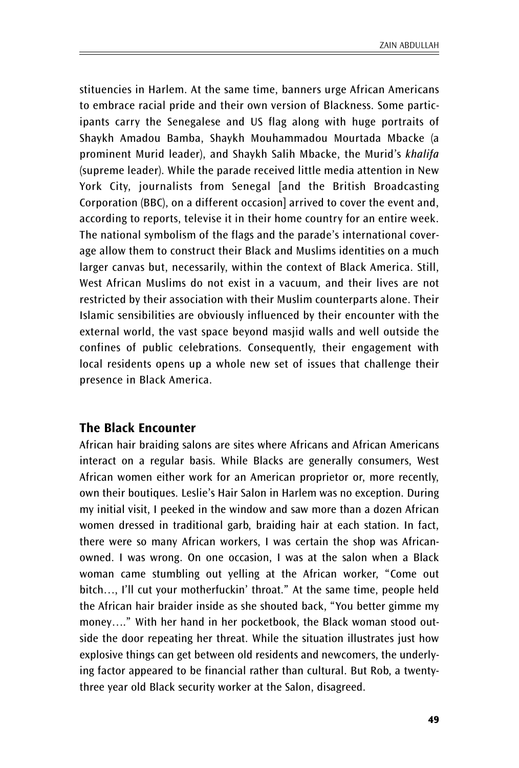stituencies in Harlem. At the same time, banners urge African Americans to embrace racial pride and their own version of Blackness. Some participants carry the Senegalese and US flag along with huge portraits of Shaykh Amadou Bamba, Shaykh Mouhammadou Mourtada Mbacke (a prominent Murid leader), and Shaykh Salih Mbacke, the Murid's *khalifa* (supreme leader). While the parade received little media attention in New York City, journalists from Senegal [and the British Broadcasting Corporation (BBC), on a different occasion] arrived to cover the event and, according to reports, televise it in their home country for an entire week. The national symbolism of the flags and the parade's international coverage allow them to construct their Black and Muslims identities on a much larger canvas but, necessarily, within the context of Black America. Still, West African Muslims do not exist in a vacuum, and their lives are not restricted by their association with their Muslim counterparts alone. Their Islamic sensibilities are obviously influenced by their encounter with the external world, the vast space beyond masjid walls and well outside the confines of public celebrations. Consequently, their engagement with local residents opens up a whole new set of issues that challenge their presence in Black America.

## The Black Encounter

African hair braiding salons are sites where Africans and African Americans interact on a regular basis. While Blacks are generally consumers, West African women either work for an American proprietor or, more recently, own their boutiques. Leslie's Hair Salon in Harlem was no exception. During my initial visit, I peeked in the window and saw more than a dozen African women dressed in traditional garb, braiding hair at each station. In fact, there were so many African workers, I was certain the shop was African-owned. I was wrong. On one occasion, I was at the salon when a Black woman came stumbling out yelling at the African worker, "Come out bitch…, I'll cut your motherfuckin' throat." At the same time, people held the African hair braider inside as she shouted back, "You better gimme my money…." With her hand in her pocketbook, the Black woman stood outside the door repeating her threat. While the situation illustrates just how explosive things can get between old residents and newcomers, the underlying factor appeared to be financial rather than cultural. But Rob, a twenty-three year old Black security worker at the Salon, disagreed.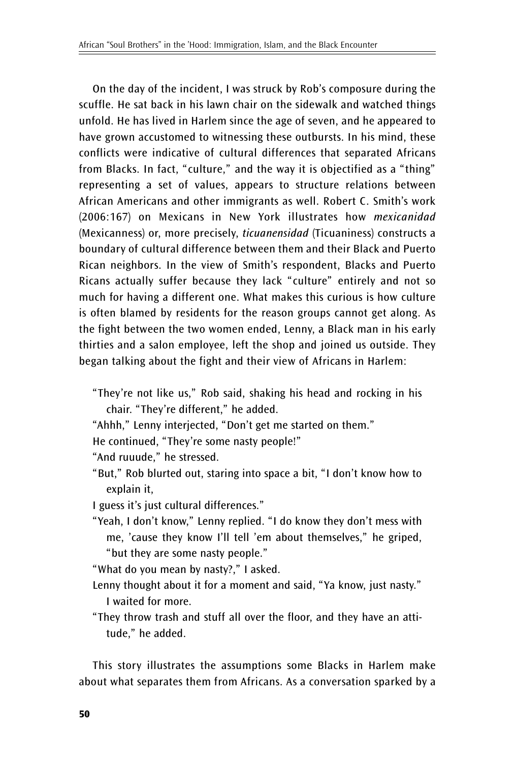On the day of the incident, I was struck by Rob's composure during the scuffle. He sat back in his lawn chair on the sidewalk and watched things unfold. He has lived in Harlem since the age of seven, and he appeared to have grown accustomed to witnessing these outbursts. In his mind, these conflicts were indicative of cultural differences that separated Africans from Blacks. In fact, "culture," and the way it is objectified as a "thing" representing a set of values, appears to structure relations between African Americans and other immigrants as well. Robert C. Smith's work (2006:167) on Mexicans in New York illustrates how *mexicanidad* (Mexicanness) or, more precisely, *ticuanensidad* (Ticuaniness) constructs a boundary of cultural difference between them and their Black and Puerto Rican neighbors. In the view of Smith's respondent, Blacks and Puerto Ricans actually suffer because they lack "culture" entirely and not so much for having a different one. What makes this curious is how culture is often blamed by residents for the reason groups cannot get along. As the fight between the two women ended, Lenny, a Black man in his early thirties and a salon employee, left the shop and joined us outside. They began talking about the fight and their view of Africans in Harlem:

> "They're not like us," Rob said, shaking his head and rocking in his chair. "They're different," he added.
>
> "Ahhh," Lenny interjected, "Don't get me started on them."
>
> He continued, "They're some nasty people!"
>
> "And ruuude," he stressed.
>
> "But," Rob blurted out, staring into space a bit, "I don't know how to explain it,
>
> I guess it's just cultural differences."
>
> "Yeah, I don't know," Lenny replied. "I do know they don't mess with me, 'cause they know I'll tell 'em about themselves," he griped, "but they are some nasty people."
>
> "What do you mean by nasty?," I asked.
>
> Lenny thought about it for a moment and said, "Ya know, just nasty." I waited for more.
>
> "They throw trash and stuff all over the floor, and they have an attitude," he added.

This story illustrates the assumptions some Blacks in Harlem make about what separates them from Africans. As a conversation sparked by a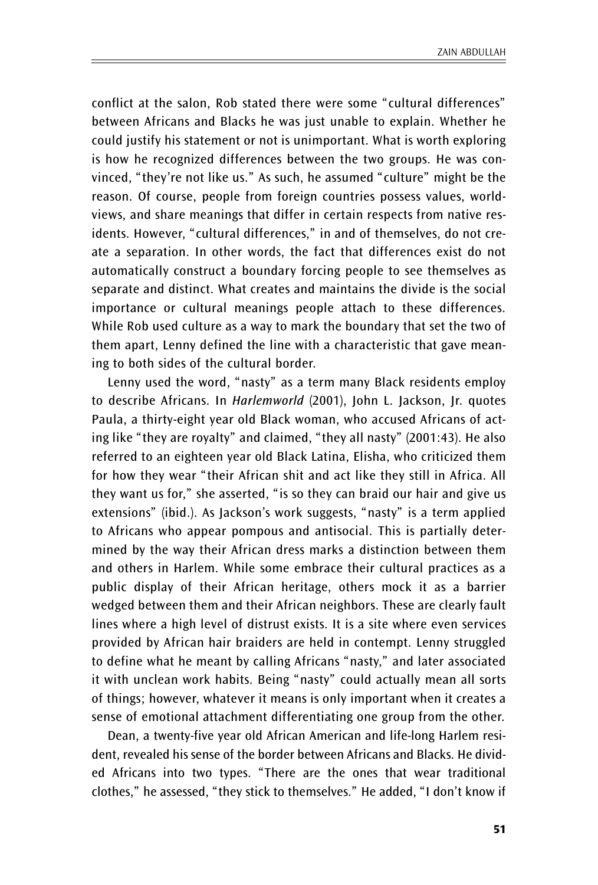conflict at the salon, Rob stated there were some "cultural differences" between Africans and Blacks he was just unable to explain. Whether he could justify his statement or not is unimportant. What is worth exploring is how he recognized differences between the two groups. He was convinced, "they're not like us." As such, he assumed "culture" might be the reason. Of course, people from foreign countries possess values, worldviews, and share meanings that differ in certain respects from native residents. However, "cultural differences," in and of themselves, do not create a separation. In other words, the fact that differences exist do not automatically construct a boundary forcing people to see themselves as separate and distinct. What creates and maintains the divide is the social importance or cultural meanings people attach to these differences. While Rob used culture as a way to mark the boundary that set the two of them apart, Lenny defined the line with a characteristic that gave meaning to both sides of the cultural border.

Lenny used the word, "nasty" as a term many Black residents employ to describe Africans. In *Harlemworld* (2001), John L. Jackson, Jr. quotes Paula, a thirty-eight year old Black woman, who accused Africans of acting like "they are royalty" and claimed, "they all nasty" (2001:43). He also referred to an eighteen year old Black Latina, Elisha, who criticized them for how they wear "their African shit and act like they still in Africa. All they want us for," she asserted, "is so they can braid our hair and give us extensions" (ibid.). As Jackson's work suggests, "nasty" is a term applied to Africans who appear pompous and antisocial. This is partially determined by the way their African dress marks a distinction between them and others in Harlem. While some embrace their cultural practices as a public display of their African heritage, others mock it as a barrier wedged between them and their African neighbors. These are clearly fault lines where a high level of distrust exists. It is a site where even services provided by African hair braiders are held in contempt. Lenny struggled to define what he meant by calling Africans "nasty," and later associated it with unclean work habits. Being "nasty" could actually mean all sorts of things; however, whatever it means is only important when it creates a sense of emotional attachment differentiating one group from the other.

Dean, a twenty-five year old African American and life-long Harlem resident, revealed his sense of the border between Africans and Blacks. He divided Africans into two types. "There are the ones that wear traditional clothes," he assessed, "they stick to themselves." He added, "I don't know if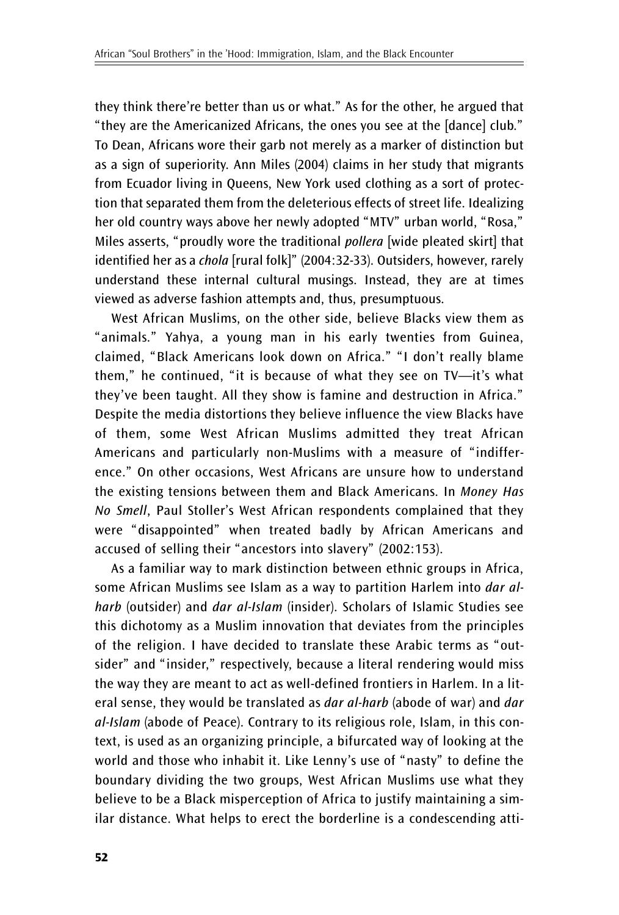they think there're better than us or what." As for the other, he argued that "they are the Americanized Africans, the ones you see at the [dance] club." To Dean, Africans wore their garb not merely as a marker of distinction but as a sign of superiority. Ann Miles (2004) claims in her study that migrants from Ecuador living in Queens, New York used clothing as a sort of protection that separated them from the deleterious effects of street life. Idealizing her old country ways above her newly adopted "MTV" urban world, "Rosa," Miles asserts, "proudly wore the traditional *pollera* [wide pleated skirt] that identified her as a *chola* [rural folk]" (2004:32-33). Outsiders, however, rarely understand these internal cultural musings. Instead, they are at times viewed as adverse fashion attempts and, thus, presumptuous.

West African Muslims, on the other side, believe Blacks view them as "animals." Yahya, a young man in his early twenties from Guinea, claimed, "Black Americans look down on Africa." "I don't really blame them," he continued, "it is because of what they see on TV—it's what they've been taught. All they show is famine and destruction in Africa." Despite the media distortions they believe influence the view Blacks have of them, some West African Muslims admitted they treat African Americans and particularly non-Muslims with a measure of "indifference." On other occasions, West Africans are unsure how to understand the existing tensions between them and Black Americans. In *Money Has No Smell*, Paul Stoller's West African respondents complained that they were "disappointed" when treated badly by African Americans and accused of selling their "ancestors into slavery" (2002:153).

As a familiar way to mark distinction between ethnic groups in Africa, some African Muslims see Islam as a way to partition Harlem into *dar al-harb* (outsider) and *dar al-Islam* (insider). Scholars of Islamic Studies see this dichotomy as a Muslim innovation that deviates from the principles of the religion. I have decided to translate these Arabic terms as "outsider" and "insider," respectively, because a literal rendering would miss the way they are meant to act as well-defined frontiers in Harlem. In a literal sense, they would be translated as *dar al-harb* (abode of war) and *dar al-Islam* (abode of Peace). Contrary to its religious role, Islam, in this context, is used as an organizing principle, a bifurcated way of looking at the world and those who inhabit it. Like Lenny's use of "nasty" to define the boundary dividing the two groups, West African Muslims use what they believe to be a Black misperception of Africa to justify maintaining a similar distance. What helps to erect the borderline is a condescending atti-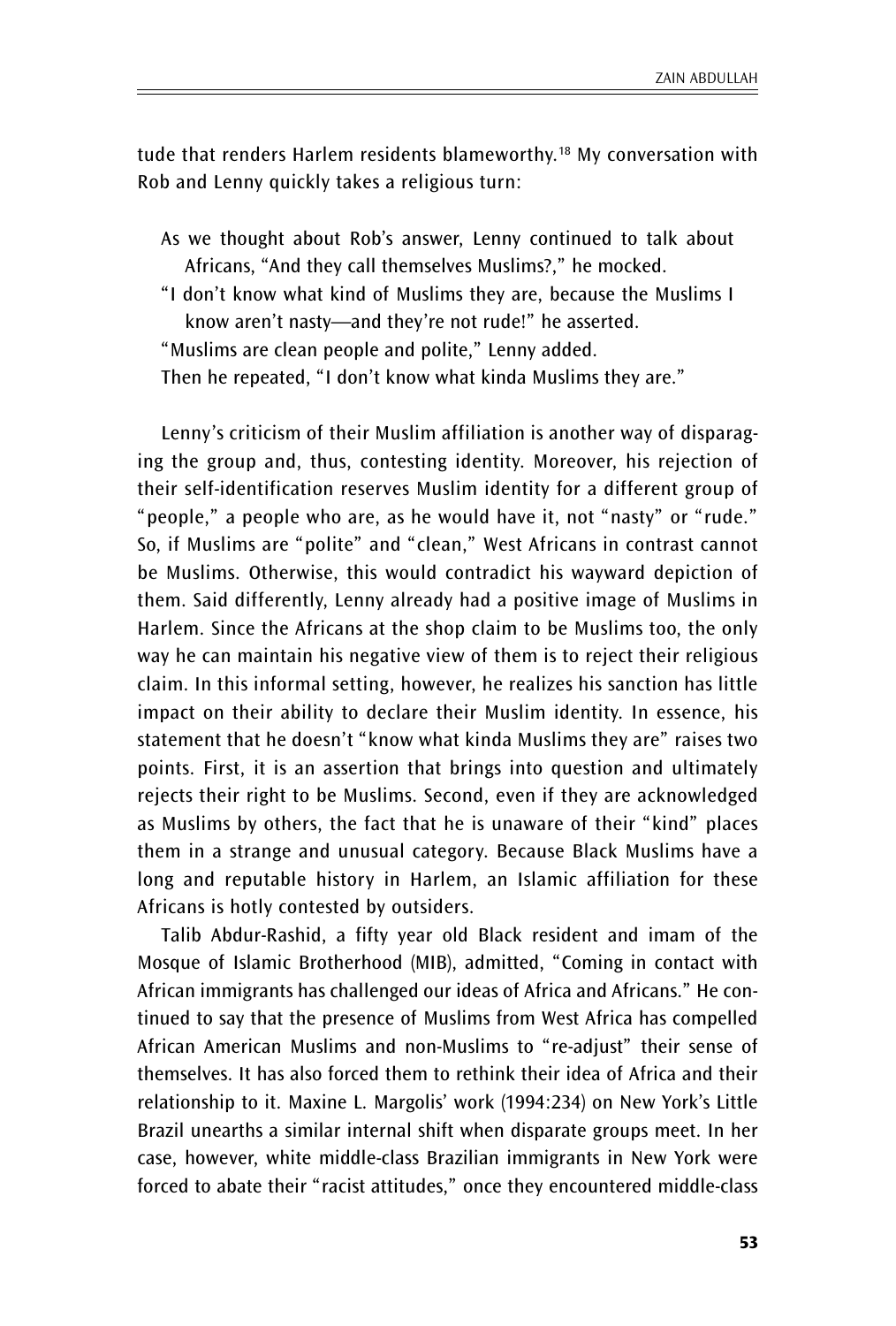tude that renders Harlem residents blameworthy.[18] My conversation with Rob and Lenny quickly takes a religious turn:

> As we thought about Rob's answer, Lenny continued to talk about Africans, "And they call themselves Muslims?," he mocked.
>
> "I don't know what kind of Muslims they are, because the Muslims I know aren't nasty—and they're not rude!" he asserted.
>
> "Muslims are clean people and polite," Lenny added.
>
> Then he repeated, "I don't know what kinda Muslims they are."

Lenny's criticism of their Muslim affiliation is another way of disparaging the group and, thus, contesting identity. Moreover, his rejection of their self-identification reserves Muslim identity for a different group of "people," a people who are, as he would have it, not "nasty" or "rude." So, if Muslims are "polite" and "clean," West Africans in contrast cannot be Muslims. Otherwise, this would contradict his wayward depiction of them. Said differently, Lenny already had a positive image of Muslims in Harlem. Since the Africans at the shop claim to be Muslims too, the only way he can maintain his negative view of them is to reject their religious claim. In this informal setting, however, he realizes his sanction has little impact on their ability to declare their Muslim identity. In essence, his statement that he doesn't "know what kinda Muslims they are" raises two points. First, it is an assertion that brings into question and ultimately rejects their right to be Muslims. Second, even if they are acknowledged as Muslims by others, the fact that he is unaware of their "kind" places them in a strange and unusual category. Because Black Muslims have a long and reputable history in Harlem, an Islamic affiliation for these Africans is hotly contested by outsiders.

Talib Abdur-Rashid, a fifty year old Black resident and imam of the Mosque of Islamic Brotherhood (MIB), admitted, "Coming in contact with African immigrants has challenged our ideas of Africa and Africans." He continued to say that the presence of Muslims from West Africa has compelled African American Muslims and non-Muslims to "re-adjust" their sense of themselves. It has also forced them to rethink their idea of Africa and their relationship to it. Maxine L. Margolis' work (1994:234) on New York's Little Brazil unearths a similar internal shift when disparate groups meet. In her case, however, white middle-class Brazilian immigrants in New York were forced to abate their "racist attitudes," once they encountered middle-class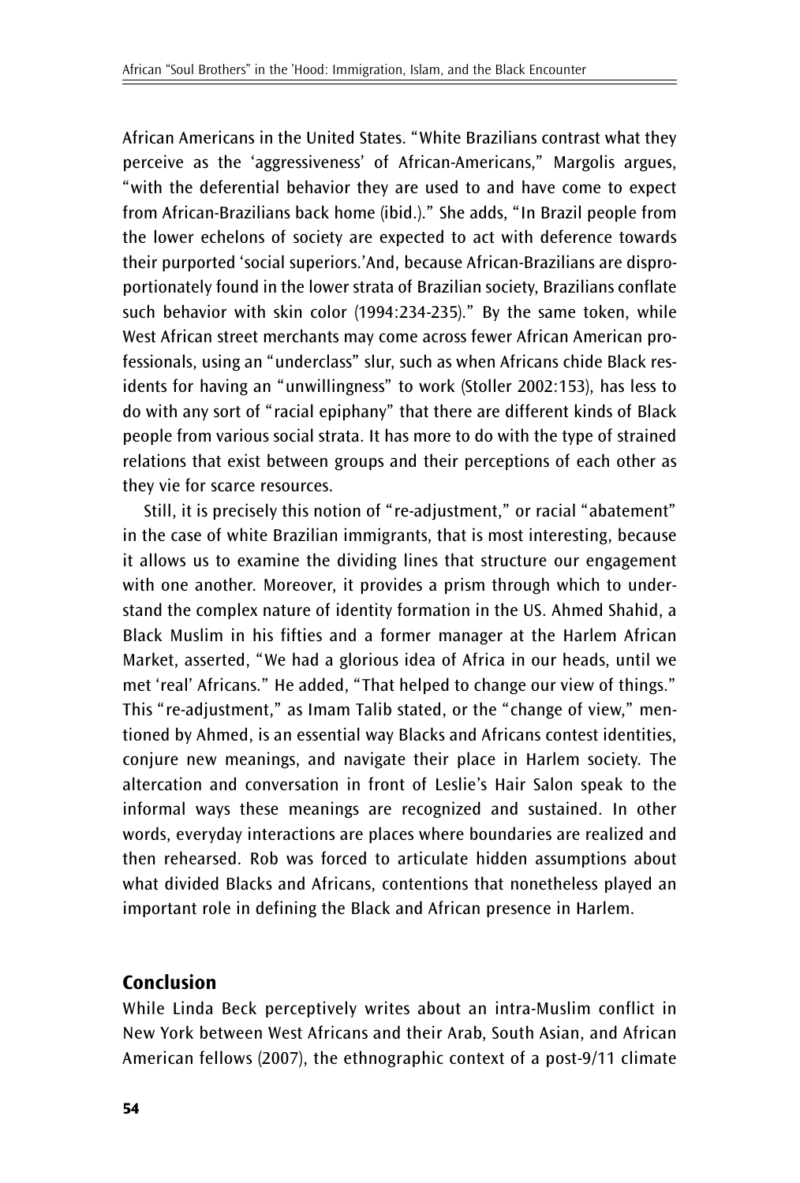African Americans in the United States. "White Brazilians contrast what they perceive as the 'aggressiveness' of African-Americans," Margolis argues, "with the deferential behavior they are used to and have come to expect from African-Brazilians back home (ibid.)." She adds, "In Brazil people from the lower echelons of society are expected to act with deference towards their purported 'social superiors.'And, because African-Brazilians are disproportionately found in the lower strata of Brazilian society, Brazilians conflate such behavior with skin color (1994:234-235)." By the same token, while West African street merchants may come across fewer African American professionals, using an "underclass" slur, such as when Africans chide Black residents for having an "unwillingness" to work (Stoller 2002:153), has less to do with any sort of "racial epiphany" that there are different kinds of Black people from various social strata. It has more to do with the type of strained relations that exist between groups and their perceptions of each other as they vie for scarce resources.

Still, it is precisely this notion of "re-adjustment," or racial "abatement" in the case of white Brazilian immigrants, that is most interesting, because it allows us to examine the dividing lines that structure our engagement with one another. Moreover, it provides a prism through which to understand the complex nature of identity formation in the US. Ahmed Shahid, a Black Muslim in his fifties and a former manager at the Harlem African Market, asserted, "We had a glorious idea of Africa in our heads, until we met 'real' Africans." He added, "That helped to change our view of things." This "re-adjustment," as Imam Talib stated, or the "change of view," mentioned by Ahmed, is an essential way Blacks and Africans contest identities, conjure new meanings, and navigate their place in Harlem society. The altercation and conversation in front of Leslie's Hair Salon speak to the informal ways these meanings are recognized and sustained. In other words, everyday interactions are places where boundaries are realized and then rehearsed. Rob was forced to articulate hidden assumptions about what divided Blacks and Africans, contentions that nonetheless played an important role in defining the Black and African presence in Harlem.

## Conclusion

While Linda Beck perceptively writes about an intra-Muslim conflict in New York between West Africans and their Arab, South Asian, and African American fellows (2007), the ethnographic context of a post-9/11 climate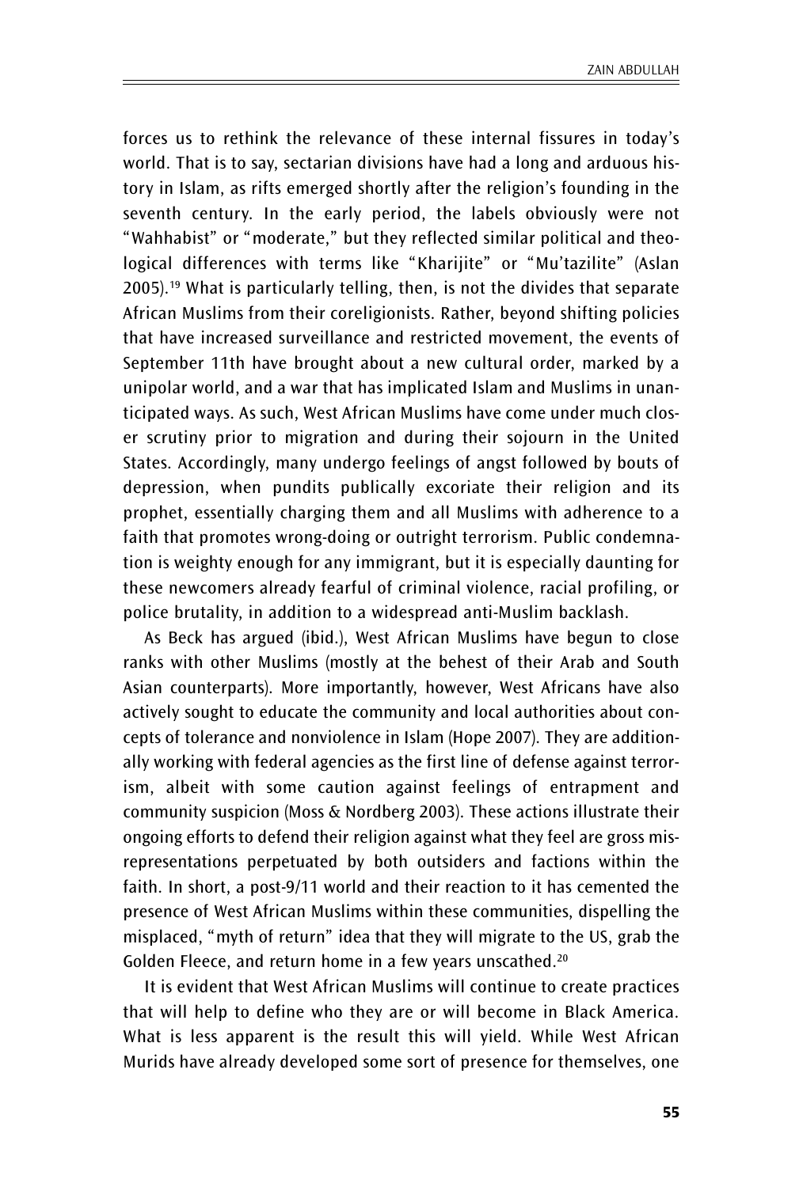forces us to rethink the relevance of these internal fissures in today's world. That is to say, sectarian divisions have had a long and arduous history in Islam, as rifts emerged shortly after the religion's founding in the seventh century. In the early period, the labels obviously were not "Wahhabist" or "moderate," but they reflected similar political and theological differences with terms like "Kharijite" or "Mu'tazilite" (Aslan 2005).[19] What is particularly telling, then, is not the divides that separate African Muslims from their coreligionists. Rather, beyond shifting policies that have increased surveillance and restricted movement, the events of September 11th have brought about a new cultural order, marked by a unipolar world, and a war that has implicated Islam and Muslims in unanticipated ways. As such, West African Muslims have come under much closer scrutiny prior to migration and during their sojourn in the United States. Accordingly, many undergo feelings of angst followed by bouts of depression, when pundits publically excoriate their religion and its prophet, essentially charging them and all Muslims with adherence to a faith that promotes wrong-doing or outright terrorism. Public condemnation is weighty enough for any immigrant, but it is especially daunting for these newcomers already fearful of criminal violence, racial profiling, or police brutality, in addition to a widespread anti-Muslim backlash.

As Beck has argued (ibid.), West African Muslims have begun to close ranks with other Muslims (mostly at the behest of their Arab and South Asian counterparts). More importantly, however, West Africans have also actively sought to educate the community and local authorities about concepts of tolerance and nonviolence in Islam (Hope 2007). They are additionally working with federal agencies as the first line of defense against terrorism, albeit with some caution against feelings of entrapment and community suspicion (Moss & Nordberg 2003). These actions illustrate their ongoing efforts to defend their religion against what they feel are gross misrepresentations perpetuated by both outsiders and factions within the faith. In short, a post-9/11 world and their reaction to it has cemented the presence of West African Muslims within these communities, dispelling the misplaced, "myth of return" idea that they will migrate to the US, grab the Golden Fleece, and return home in a few years unscathed.[20]

It is evident that West African Muslims will continue to create practices that will help to define who they are or will become in Black America. What is less apparent is the result this will yield. While West African Murids have already developed some sort of presence for themselves, one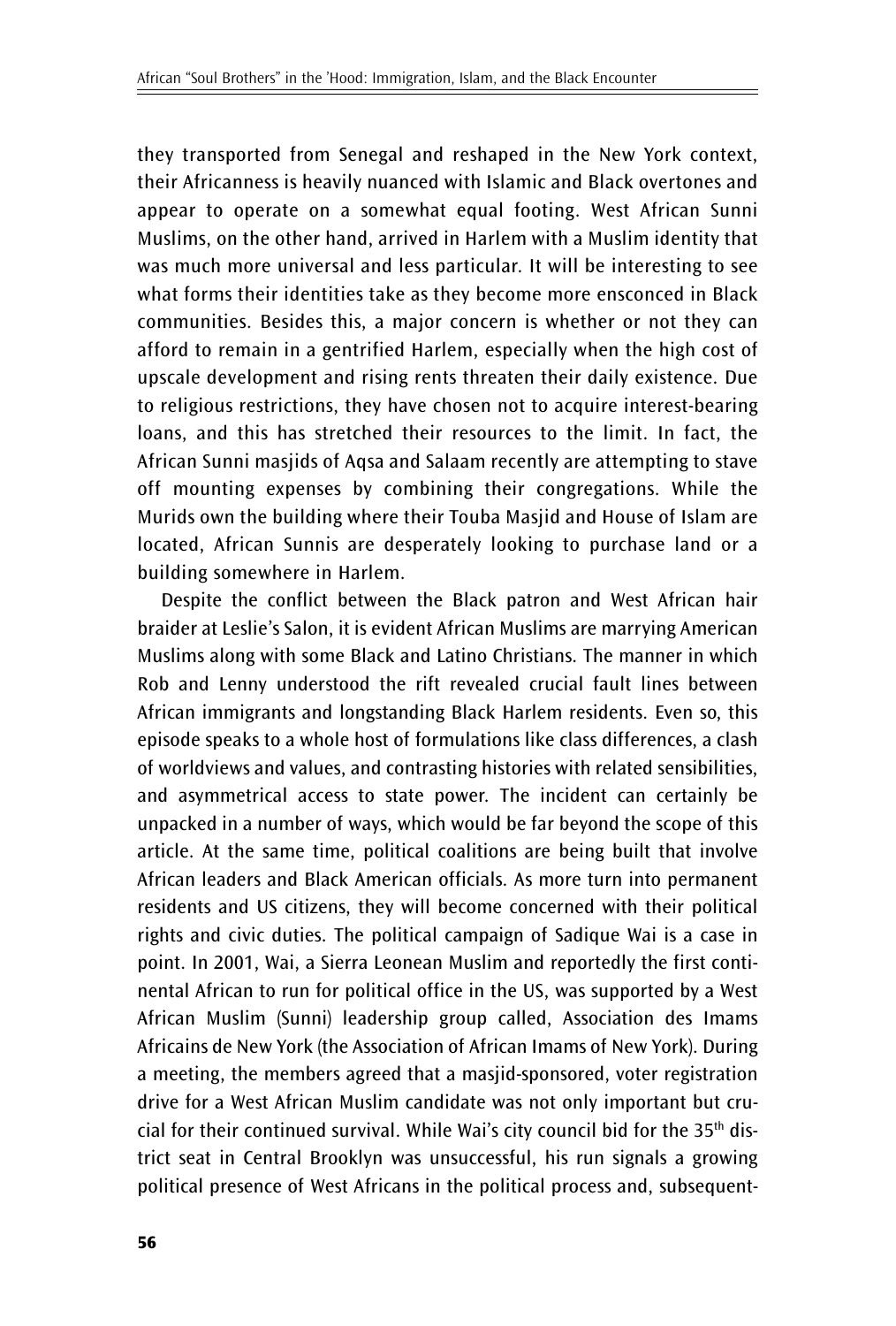they transported from Senegal and reshaped in the New York context, their Africanness is heavily nuanced with Islamic and Black overtones and appear to operate on a somewhat equal footing. West African Sunni Muslims, on the other hand, arrived in Harlem with a Muslim identity that was much more universal and less particular. It will be interesting to see what forms their identities take as they become more ensconced in Black communities. Besides this, a major concern is whether or not they can afford to remain in a gentrified Harlem, especially when the high cost of upscale development and rising rents threaten their daily existence. Due to religious restrictions, they have chosen not to acquire interest-bearing loans, and this has stretched their resources to the limit. In fact, the African Sunni masjids of Aqsa and Salaam recently are attempting to stave off mounting expenses by combining their congregations. While the Murids own the building where their Touba Masjid and House of Islam are located, African Sunnis are desperately looking to purchase land or a building somewhere in Harlem.

Despite the conflict between the Black patron and West African hair braider at Leslie's Salon, it is evident African Muslims are marrying American Muslims along with some Black and Latino Christians. The manner in which Rob and Lenny understood the rift revealed crucial fault lines between African immigrants and longstanding Black Harlem residents. Even so, this episode speaks to a whole host of formulations like class differences, a clash of worldviews and values, and contrasting histories with related sensibilities, and asymmetrical access to state power. The incident can certainly be unpacked in a number of ways, which would be far beyond the scope of this article. At the same time, political coalitions are being built that involve African leaders and Black American officials. As more turn into permanent residents and US citizens, they will become concerned with their political rights and civic duties. The political campaign of Sadique Wai is a case in point. In 2001, Wai, a Sierra Leonean Muslim and reportedly the first continental African to run for political office in the US, was supported by a West African Muslim (Sunni) leadership group called, Association des Imams Africains de New York (the Association of African Imams of New York). During a meeting, the members agreed that a masjid-sponsored, voter registration drive for a West African Muslim candidate was not only important but crucial for their continued survival. While Wai's city council bid for the 35th district seat in Central Brooklyn was unsuccessful, his run signals a growing political presence of West Africans in the political process and, subsequent-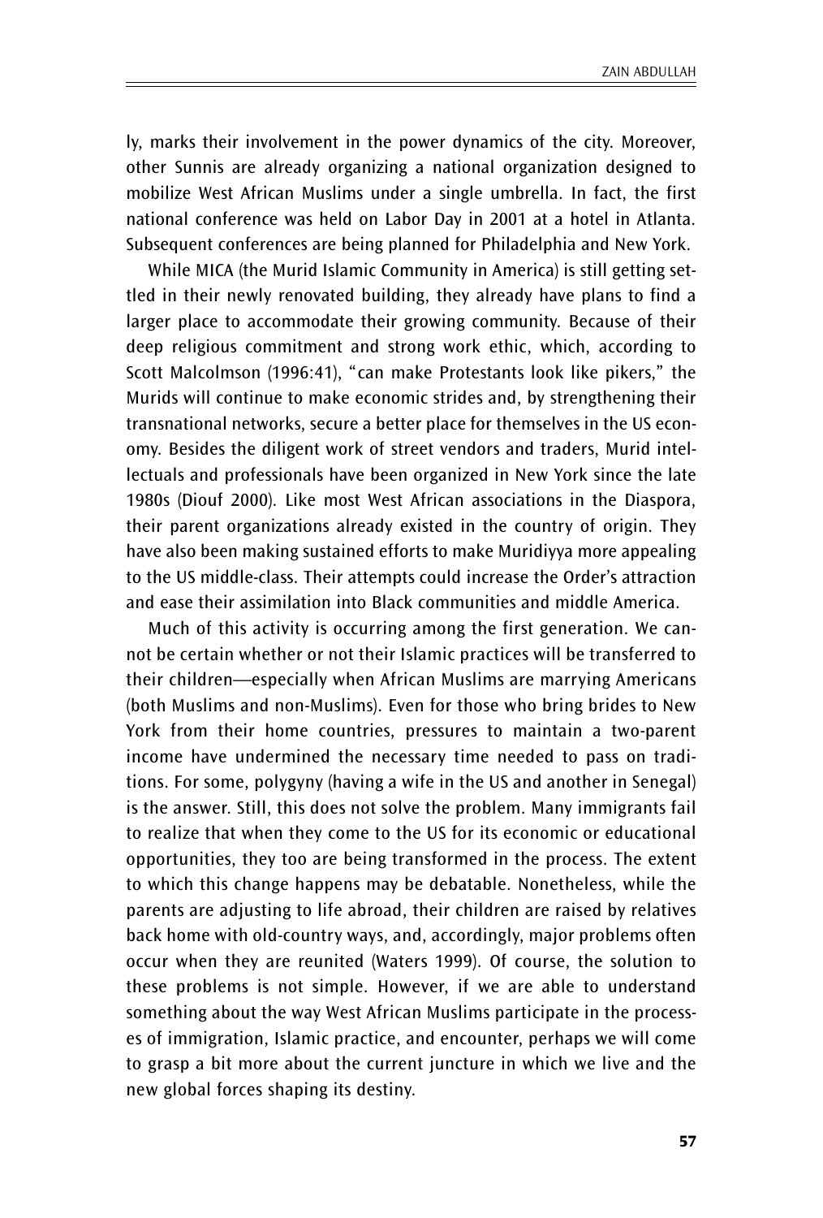ly, marks their involvement in the power dynamics of the city. Moreover, other Sunnis are already organizing a national organization designed to mobilize West African Muslims under a single umbrella. In fact, the first national conference was held on Labor Day in 2001 at a hotel in Atlanta. Subsequent conferences are being planned for Philadelphia and New York.

While MICA (the Murid Islamic Community in America) is still getting settled in their newly renovated building, they already have plans to find a larger place to accommodate their growing community. Because of their deep religious commitment and strong work ethic, which, according to Scott Malcolmson (1996:41), "can make Protestants look like pikers," the Murids will continue to make economic strides and, by strengthening their transnational networks, secure a better place for themselves in the US economy. Besides the diligent work of street vendors and traders, Murid intellectuals and professionals have been organized in New York since the late 1980s (Diouf 2000). Like most West African associations in the Diaspora, their parent organizations already existed in the country of origin. They have also been making sustained efforts to make Muridiyya more appealing to the US middle-class. Their attempts could increase the Order's attraction and ease their assimilation into Black communities and middle America.

Much of this activity is occurring among the first generation. We cannot be certain whether or not their Islamic practices will be transferred to their children—especially when African Muslims are marrying Americans (both Muslims and non-Muslims). Even for those who bring brides to New York from their home countries, pressures to maintain a two-parent income have undermined the necessary time needed to pass on traditions. For some, polygyny (having a wife in the US and another in Senegal) is the answer. Still, this does not solve the problem. Many immigrants fail to realize that when they come to the US for its economic or educational opportunities, they too are being transformed in the process. The extent to which this change happens may be debatable. Nonetheless, while the parents are adjusting to life abroad, their children are raised by relatives back home with old-country ways, and, accordingly, major problems often occur when they are reunited (Waters 1999). Of course, the solution to these problems is not simple. However, if we are able to understand something about the way West African Muslims participate in the processes of immigration, Islamic practice, and encounter, perhaps we will come to grasp a bit more about the current juncture in which we live and the new global forces shaping its destiny.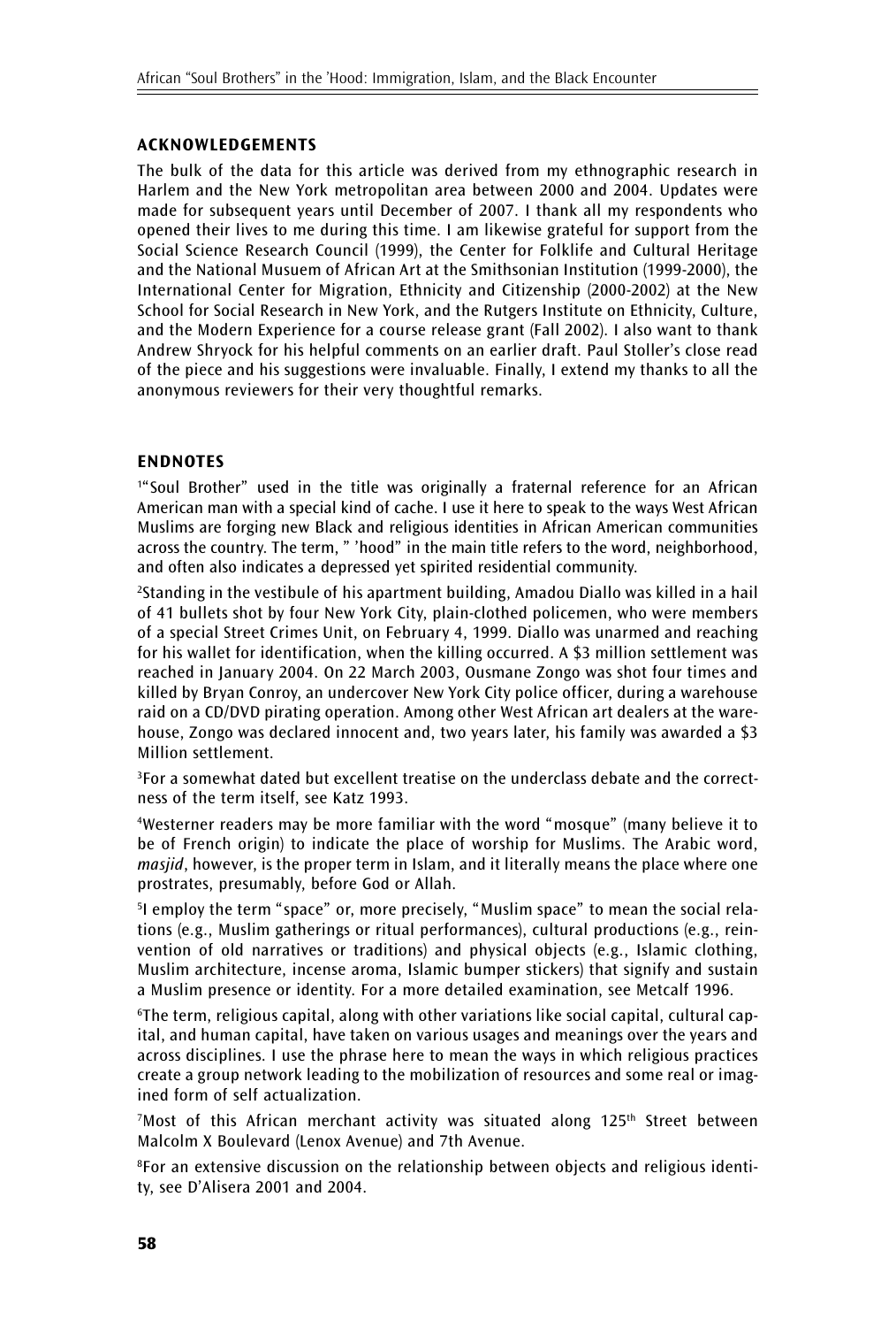## ACKNOWLEDGEMENTS

The bulk of the data for this article was derived from my ethnographic research in Harlem and the New York metropolitan area between 2000 and 2004. Updates were made for subsequent years until December of 2007. I thank all my respondents who opened their lives to me during this time. I am likewise grateful for support from the Social Science Research Council (1999), the Center for Folklife and Cultural Heritage and the National Musuem of African Art at the Smithsonian Institution (1999-2000), the International Center for Migration, Ethnicity and Citizenship (2000-2002) at the New School for Social Research in New York, and the Rutgers Institute on Ethnicity, Culture, and the Modern Experience for a course release grant (Fall 2002). I also want to thank Andrew Shryock for his helpful comments on an earlier draft. Paul Stoller's close read of the piece and his suggestions were invaluable. Finally, I extend my thanks to all the anonymous reviewers for their very thoughtful remarks.

## ENDNOTES

[1]"Soul Brother" used in the title was originally a fraternal reference for an African American man with a special kind of cache. I use it here to speak to the ways West African Muslims are forging new Black and religious identities in African American communities across the country. The term, " 'hood" in the main title refers to the word, neighborhood, and often also indicates a depressed yet spirited residential community.

[2]Standing in the vestibule of his apartment building, Amadou Diallo was killed in a hail of 41 bullets shot by four New York City, plain-clothed policemen, who were members of a special Street Crimes Unit, on February 4, 1999. Diallo was unarmed and reaching for his wallet for identification, when the killing occurred. A $3 million settlement was reached in January 2004. On 22 March 2003, Ousmane Zongo was shot four times and killed by Bryan Conroy, an undercover New York City police officer, during a warehouse raid on a CD/DVD pirating operation. Among other West African art dealers at the warehouse, Zongo was declared innocent and, two years later, his family was awarded a $3 Million settlement.

[3]For a somewhat dated but excellent treatise on the underclass debate and the correctness of the term itself, see Katz 1993.

[4]Westerner readers may be more familiar with the word "mosque" (many believe it to be of French origin) to indicate the place of worship for Muslims. The Arabic word, *masjid*, however, is the proper term in Islam, and it literally means the place where one prostrates, presumably, before God or Allah.

[5]I employ the term "space" or, more precisely, "Muslim space" to mean the social relations (e.g., Muslim gatherings or ritual performances), cultural productions (e.g., reinvention of old narratives or traditions) and physical objects (e.g., Islamic clothing, Muslim architecture, incense aroma, Islamic bumper stickers) that signify and sustain a Muslim presence or identity. For a more detailed examination, see Metcalf 1996.

[6]The term, religious capital, along with other variations like social capital, cultural capital, and human capital, have taken on various usages and meanings over the years and across disciplines. I use the phrase here to mean the ways in which religious practices create a group network leading to the mobilization of resources and some real or imagined form of self actualization.

[7]Most of this African merchant activity was situated along 125th Street between Malcolm X Boulevard (Lenox Avenue) and 7th Avenue.

[8]For an extensive discussion on the relationship between objects and religious identity, see D'Alisera 2001 and 2004.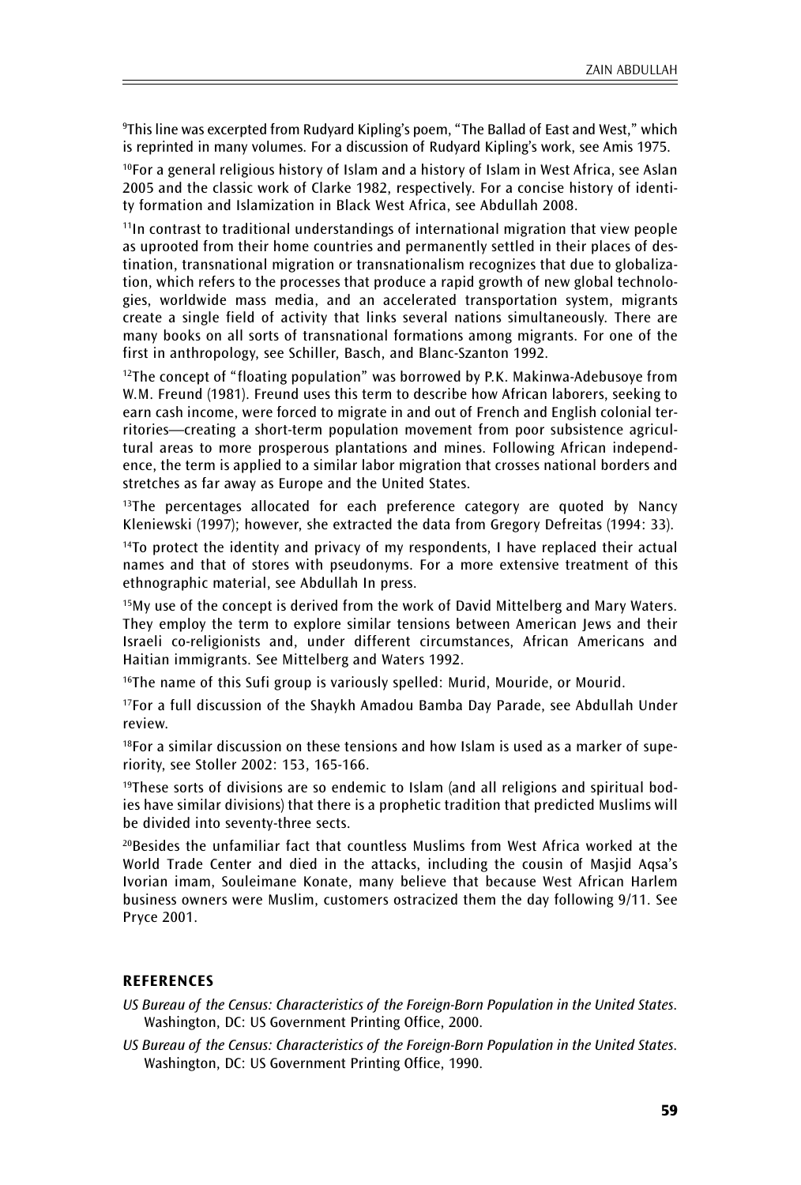[9]This line was excerpted from Rudyard Kipling's poem, "The Ballad of East and West," which is reprinted in many volumes. For a discussion of Rudyard Kipling's work, see Amis 1975.

[10]For a general religious history of Islam and a history of Islam in West Africa, see Aslan 2005 and the classic work of Clarke 1982, respectively. For a concise history of identity formation and Islamization in Black West Africa, see Abdullah 2008.

[11]In contrast to traditional understandings of international migration that view people as uprooted from their home countries and permanently settled in their places of destination, transnational migration or transnationalism recognizes that due to globalization, which refers to the processes that produce a rapid growth of new global technologies, worldwide mass media, and an accelerated transportation system, migrants create a single field of activity that links several nations simultaneously. There are many books on all sorts of transnational formations among migrants. For one of the first in anthropology, see Schiller, Basch, and Blanc-Szanton 1992.

[12]The concept of "floating population" was borrowed by P.K. Makinwa-Adebusoye from W.M. Freund (1981). Freund uses this term to describe how African laborers, seeking to earn cash income, were forced to migrate in and out of French and English colonial territories—creating a short-term population movement from poor subsistence agricultural areas to more prosperous plantations and mines. Following African independence, the term is applied to a similar labor migration that crosses national borders and stretches as far away as Europe and the United States.

[13]The percentages allocated for each preference category are quoted by Nancy Kleniewski (1997); however, she extracted the data from Gregory Defreitas (1994: 33).

[14]To protect the identity and privacy of my respondents, I have replaced their actual names and that of stores with pseudonyms. For a more extensive treatment of this ethnographic material, see Abdullah In press.

[15]My use of the concept is derived from the work of David Mittelberg and Mary Waters. They employ the term to explore similar tensions between American Jews and their Israeli co-religionists and, under different circumstances, African Americans and Haitian immigrants. See Mittelberg and Waters 1992.

[16]The name of this Sufi group is variously spelled: Murid, Mouride, or Mourid.

[17]For a full discussion of the Shaykh Amadou Bamba Day Parade, see Abdullah Under review.

[18]For a similar discussion on these tensions and how Islam is used as a marker of superiority, see Stoller 2002: 153, 165-166.

[19]These sorts of divisions are so endemic to Islam (and all religions and spiritual bodies have similar divisions) that there is a prophetic tradition that predicted Muslims will be divided into seventy-three sects.

[20]Besides the unfamiliar fact that countless Muslims from West Africa worked at the World Trade Center and died in the attacks, including the cousin of Masjid Aqsa's Ivorian imam, Souleimane Konate, many believe that because West African Harlem business owners were Muslim, customers ostracized them the day following 9/11. See Pryce 2001.

## REFERENCES

*US Bureau of the Census: Characteristics of the Foreign-Born Population in the United States*. Washington, DC: US Government Printing Office, 2000.

*US Bureau of the Census: Characteristics of the Foreign-Born Population in the United States*. Washington, DC: US Government Printing Office, 1990.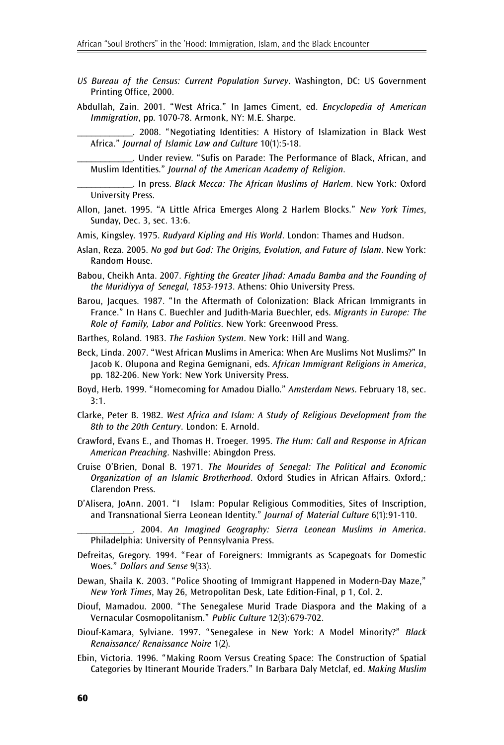*US Bureau of the Census: Current Population Survey*. Washington, DC: US Government Printing Office, 2000.

Abdullah, Zain. 2001. "West Africa." In James Ciment, ed. *Encyclopedia of American Immigration*, pp. 1070-78. Armonk, NY: M.E. Sharpe.

____________. 2008. "Negotiating Identities: A History of Islamization in Black West Africa." *Journal of Islamic Law and Culture* 10(1):5-18.

____________. Under review. "Sufis on Parade: The Performance of Black, African, and Muslim Identities." *Journal of the American Academy of Religion*.

____________. In press. *Black Mecca: The African Muslims of Harlem*. New York: Oxford University Press.

Allon, Janet. 1995. "A Little Africa Emerges Along 2 Harlem Blocks." *New York Times*, Sunday, Dec. 3, sec. 13:6.

Amis, Kingsley. 1975. *Rudyard Kipling and His World*. London: Thames and Hudson.

Aslan, Reza. 2005. *No god but God: The Origins, Evolution, and Future of Islam*. New York: Random House.

Babou, Cheikh Anta. 2007. *Fighting the Greater Jihad: Amadu Bamba and the Founding of the Muridiyya of Senegal, 1853-1913*. Athens: Ohio University Press.

Barou, Jacques. 1987. "In the Aftermath of Colonization: Black African Immigrants in France." In Hans C. Buechler and Judith-Maria Buechler, eds. *Migrants in Europe: The Role of Family, Labor and Politics*. New York: Greenwood Press.

Barthes, Roland. 1983. *The Fashion System*. New York: Hill and Wang.

Beck, Linda. 2007. "West African Muslims in America: When Are Muslims Not Muslims?" In Jacob K. Olupona and Regina Gemignani, eds. *African Immigrant Religions in America*, pp. 182-206. New York: New York University Press.

Boyd, Herb. 1999. "Homecoming for Amadou Diallo." *Amsterdam News*. February 18, sec. 3:1.

Clarke, Peter B. 1982. *West Africa and Islam: A Study of Religious Development from the 8th to the 20th Century*. London: E. Arnold.

Crawford, Evans E., and Thomas H. Troeger. 1995. *The Hum: Call and Response in African American Preaching*. Nashville: Abingdon Press.

Cruise O'Brien, Donal B. 1971. *The Mourides of Senegal: The Political and Economic Organization of an Islamic Brotherhood*. Oxford Studies in African Affairs. Oxford,: Clarendon Press.

D'Alisera, JoAnn. 2001. "I   Islam: Popular Religious Commodities, Sites of Inscription, and Transnational Sierra Leonean Identity." *Journal of Material Culture* 6(1):91-110.

____________. 2004. *An Imagined Geography: Sierra Leonean Muslims in America*. Philadelphia: University of Pennsylvania Press.

Defreitas, Gregory. 1994. "Fear of Foreigners: Immigrants as Scapegoats for Domestic Woes." *Dollars and Sense* 9(33).

Dewan, Shaila K. 2003. "Police Shooting of Immigrant Happened in Modern-Day Maze," *New York Times*, May 26, Metropolitan Desk, Late Edition-Final, p 1, Col. 2.

Diouf, Mamadou. 2000. "The Senegalese Murid Trade Diaspora and the Making of a Vernacular Cosmopolitanism." *Public Culture* 12(3):679-702.

Diouf-Kamara, Sylviane. 1997. "Senegalese in New York: A Model Minority?" *Black Renaissance/ Renaissance Noire* 1(2).

Ebin, Victoria. 1996. "Making Room Versus Creating Space: The Construction of Spatial Categories by Itinerant Mouride Traders." In Barbara Daly Metclaf, ed. *Making Muslim*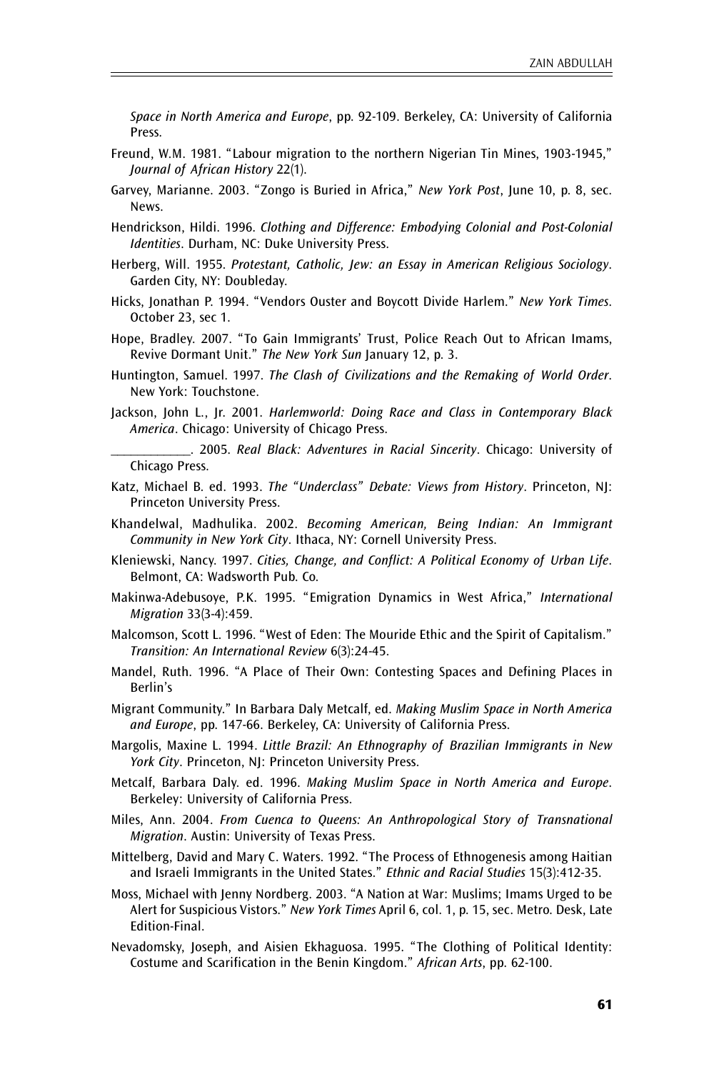*Space in North America and Europe*, pp. 92-109. Berkeley, CA: University of California Press.

Freund, W.M. 1981. "Labour migration to the northern Nigerian Tin Mines, 1903-1945," *Journal of African History* 22(1).

Garvey, Marianne. 2003. "Zongo is Buried in Africa," *New York Post*, June 10, p. 8, sec. News.

Hendrickson, Hildi. 1996. *Clothing and Difference: Embodying Colonial and Post-Colonial Identities*. Durham, NC: Duke University Press.

Herberg, Will. 1955. *Protestant, Catholic, Jew: an Essay in American Religious Sociology*. Garden City, NY: Doubleday.

Hicks, Jonathan P. 1994. "Vendors Ouster and Boycott Divide Harlem." *New York Times*. October 23, sec 1.

Hope, Bradley. 2007. "To Gain Immigrants' Trust, Police Reach Out to African Imams, Revive Dormant Unit." *The New York Sun* January 12, p. 3.

Huntington, Samuel. 1997. *The Clash of Civilizations and the Remaking of World Order*. New York: Touchstone.

Jackson, John L., Jr. 2001. *Harlemworld: Doing Race and Class in Contemporary Black America*. Chicago: University of Chicago Press.

\_\_\_\_\_\_\_\_\_\_\_\_. 2005. *Real Black: Adventures in Racial Sincerity*. Chicago: University of Chicago Press.

Katz, Michael B. ed. 1993. *The "Underclass" Debate: Views from History*. Princeton, NJ: Princeton University Press.

Khandelwal, Madhulika. 2002. *Becoming American, Being Indian: An Immigrant Community in New York City*. Ithaca, NY: Cornell University Press.

Kleniewski, Nancy. 1997. *Cities, Change, and Conflict: A Political Economy of Urban Life*. Belmont, CA: Wadsworth Pub. Co.

Makinwa-Adebusoye, P.K. 1995. "Emigration Dynamics in West Africa," *International Migration* 33(3-4):459.

Malcomson, Scott L. 1996. "West of Eden: The Mouride Ethic and the Spirit of Capitalism." *Transition: An International Review* 6(3):24-45.

Mandel, Ruth. 1996. "A Place of Their Own: Contesting Spaces and Defining Places in Berlin's

Migrant Community." In Barbara Daly Metcalf, ed. *Making Muslim Space in North America and Europe*, pp. 147-66. Berkeley, CA: University of California Press.

Margolis, Maxine L. 1994. *Little Brazil: An Ethnography of Brazilian Immigrants in New York City*. Princeton, NJ: Princeton University Press.

Metcalf, Barbara Daly. ed. 1996. *Making Muslim Space in North America and Europe*. Berkeley: University of California Press.

Miles, Ann. 2004. *From Cuenca to Queens: An Anthropological Story of Transnational Migration*. Austin: University of Texas Press.

Mittelberg, David and Mary C. Waters. 1992. "The Process of Ethnogenesis among Haitian and Israeli Immigrants in the United States." *Ethnic and Racial Studies* 15(3):412-35.

Moss, Michael with Jenny Nordberg. 2003. "A Nation at War: Muslims; Imams Urged to be Alert for Suspicious Vistors." *New York Times* April 6, col. 1, p. 15, sec. Metro. Desk, Late Edition-Final.

Nevadomsky, Joseph, and Aisien Ekhaguosa. 1995. "The Clothing of Political Identity: Costume and Scarification in the Benin Kingdom." *African Arts*, pp. 62-100.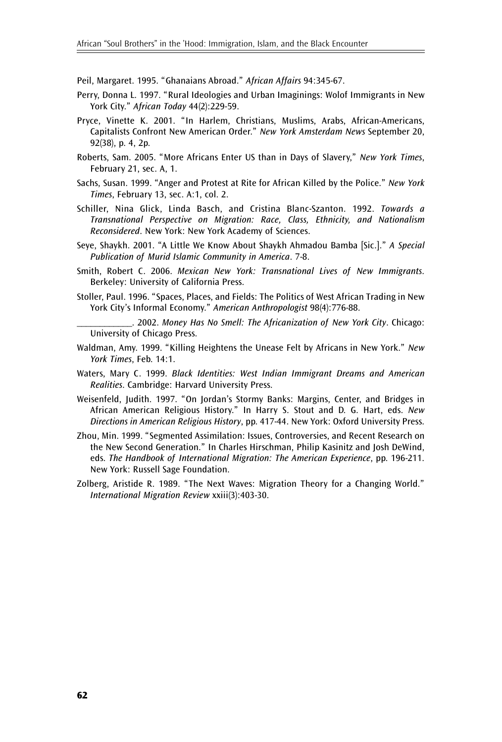Peil, Margaret. 1995. "Ghanaians Abroad." *African Affairs* 94:345-67.

Perry, Donna L. 1997. "Rural Ideologies and Urban Imaginings: Wolof Immigrants in New York City." *African Today* 44(2):229-59.

Pryce, Vinette K. 2001. "In Harlem, Christians, Muslims, Arabs, African-Americans, Capitalists Confront New American Order." *New York Amsterdam News* September 20, 92(38), p. 4, 2p.

Roberts, Sam. 2005. "More Africans Enter US than in Days of Slavery," *New York Times*, February 21, sec. A, 1.

Sachs, Susan. 1999. "Anger and Protest at Rite for African Killed by the Police." *New York Times*, February 13, sec. A:1, col. 2.

Schiller, Nina Glick, Linda Basch, and Cristina Blanc-Szanton. 1992. *Towards a Transnational Perspective on Migration: Race, Class, Ethnicity, and Nationalism Reconsidered*. New York: New York Academy of Sciences.

Seye, Shaykh. 2001. "A Little We Know About Shaykh Ahmadou Bamba [Sic.]." *A Special Publication of Murid Islamic Community in America*. 7-8.

Smith, Robert C. 2006. *Mexican New York: Transnational Lives of New Immigrants*. Berkeley: University of California Press.

Stoller, Paul. 1996. "Spaces, Places, and Fields: The Politics of West African Trading in New York City's Informal Economy." *American Anthropologist* 98(4):776-88.

\_\_\_\_\_\_\_\_\_\_\_\_. 2002. *Money Has No Smell: The Africanization of New York City*. Chicago: University of Chicago Press.

Waldman, Amy. 1999. "Killing Heightens the Unease Felt by Africans in New York." *New York Times*, Feb. 14:1.

Waters, Mary C. 1999. *Black Identities: West Indian Immigrant Dreams and American Realities*. Cambridge: Harvard University Press.

Weisenfeld, Judith. 1997. "On Jordan's Stormy Banks: Margins, Center, and Bridges in African American Religious History." In Harry S. Stout and D. G. Hart, eds. *New Directions in American Religious History*, pp. 417-44. New York: Oxford University Press.

Zhou, Min. 1999. "Segmented Assimilation: Issues, Controversies, and Recent Research on the New Second Generation." In Charles Hirschman, Philip Kasinitz and Josh DeWind, eds. *The Handbook of International Migration: The American Experience*, pp. 196-211. New York: Russell Sage Foundation.

Zolberg, Aristide R. 1989. "The Next Waves: Migration Theory for a Changing World." *International Migration Review* xxiii(3):403-30.